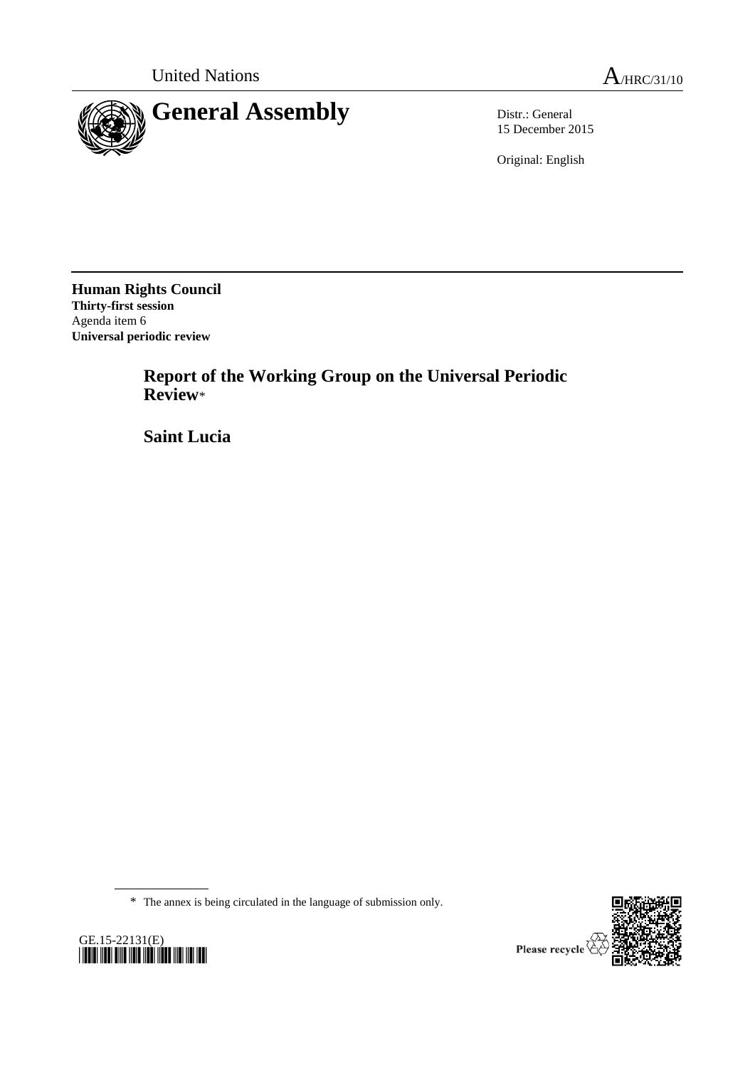United Nations A/HRC/31/10

# General Assembly

Distr.: General
15 December 2015

Original: English

**Human Rights Council**
**Thirty-first session**
Agenda item 6
**Universal periodic review**

## Report of the Working Group on the Universal Periodic Review*

## Saint Lucia

* The annex is being circulated in the language of submission only.

GE.15-22131(E)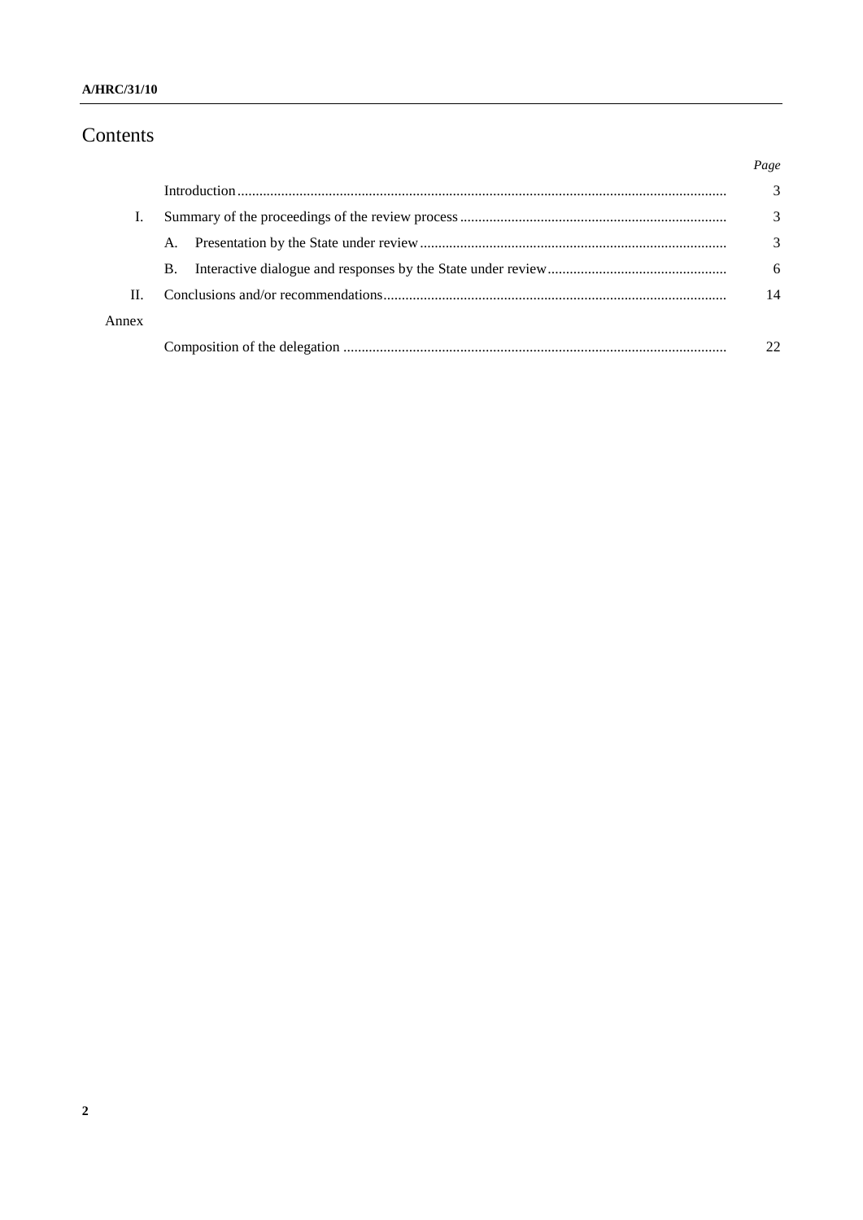# Contents

| | | Page |
|---|---|---|
| | Introduction | 3 |
| I. | Summary of the proceedings of the review process | 3 |
| | A. Presentation by the State under review | 3 |
| | B. Interactive dialogue and responses by the State under review | 6 |
| II. | Conclusions and/or recommendations | 14 |
| Annex | | |
| | Composition of the delegation | 22 |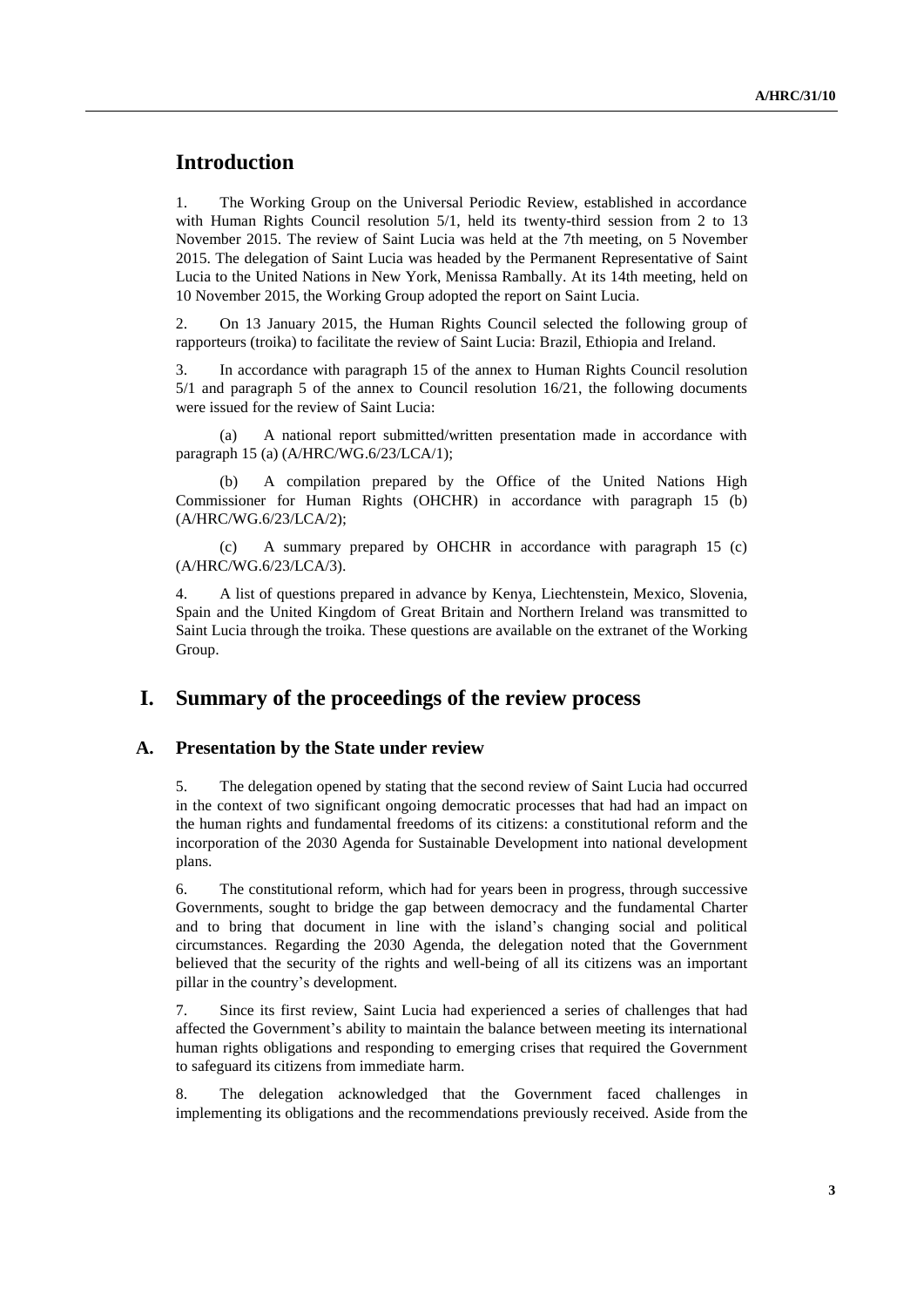## Introduction

1. The Working Group on the Universal Periodic Review, established in accordance with Human Rights Council resolution 5/1, held its twenty-third session from 2 to 13 November 2015. The review of Saint Lucia was held at the 7th meeting, on 5 November 2015. The delegation of Saint Lucia was headed by the Permanent Representative of Saint Lucia to the United Nations in New York, Menissa Rambally. At its 14th meeting, held on 10 November 2015, the Working Group adopted the report on Saint Lucia.

2. On 13 January 2015, the Human Rights Council selected the following group of rapporteurs (troika) to facilitate the review of Saint Lucia: Brazil, Ethiopia and Ireland.

3. In accordance with paragraph 15 of the annex to Human Rights Council resolution 5/1 and paragraph 5 of the annex to Council resolution 16/21, the following documents were issued for the review of Saint Lucia:

(a) A national report submitted/written presentation made in accordance with paragraph 15 (a) (A/HRC/WG.6/23/LCA/1);

(b) A compilation prepared by the Office of the United Nations High Commissioner for Human Rights (OHCHR) in accordance with paragraph 15 (b) (A/HRC/WG.6/23/LCA/2);

(c) A summary prepared by OHCHR in accordance with paragraph 15 (c) (A/HRC/WG.6/23/LCA/3).

4. A list of questions prepared in advance by Kenya, Liechtenstein, Mexico, Slovenia, Spain and the United Kingdom of Great Britain and Northern Ireland was transmitted to Saint Lucia through the troika. These questions are available on the extranet of the Working Group.

## I. Summary of the proceedings of the review process

### A. Presentation by the State under review

5. The delegation opened by stating that the second review of Saint Lucia had occurred in the context of two significant ongoing democratic processes that had had an impact on the human rights and fundamental freedoms of its citizens: a constitutional reform and the incorporation of the 2030 Agenda for Sustainable Development into national development plans.

6. The constitutional reform, which had for years been in progress, through successive Governments, sought to bridge the gap between democracy and the fundamental Charter and to bring that document in line with the island's changing social and political circumstances. Regarding the 2030 Agenda, the delegation noted that the Government believed that the security of the rights and well-being of all its citizens was an important pillar in the country's development.

7. Since its first review, Saint Lucia had experienced a series of challenges that had affected the Government's ability to maintain the balance between meeting its international human rights obligations and responding to emerging crises that required the Government to safeguard its citizens from immediate harm.

8. The delegation acknowledged that the Government faced challenges in implementing its obligations and the recommendations previously received. Aside from the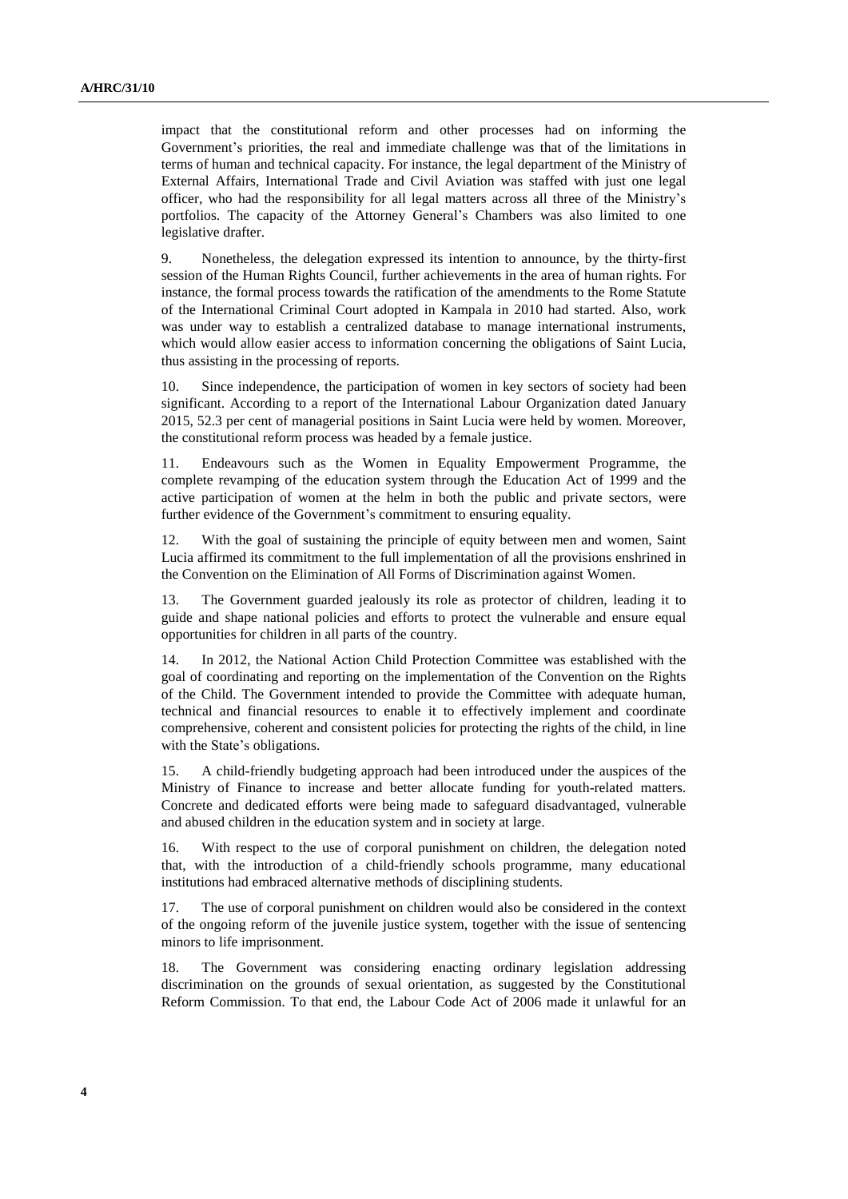impact that the constitutional reform and other processes had on informing the Government's priorities, the real and immediate challenge was that of the limitations in terms of human and technical capacity. For instance, the legal department of the Ministry of External Affairs, International Trade and Civil Aviation was staffed with just one legal officer, who had the responsibility for all legal matters across all three of the Ministry's portfolios. The capacity of the Attorney General's Chambers was also limited to one legislative drafter.

9. Nonetheless, the delegation expressed its intention to announce, by the thirty-first session of the Human Rights Council, further achievements in the area of human rights. For instance, the formal process towards the ratification of the amendments to the Rome Statute of the International Criminal Court adopted in Kampala in 2010 had started. Also, work was under way to establish a centralized database to manage international instruments, which would allow easier access to information concerning the obligations of Saint Lucia, thus assisting in the processing of reports.

10. Since independence, the participation of women in key sectors of society had been significant. According to a report of the International Labour Organization dated January 2015, 52.3 per cent of managerial positions in Saint Lucia were held by women. Moreover, the constitutional reform process was headed by a female justice.

11. Endeavours such as the Women in Equality Empowerment Programme, the complete revamping of the education system through the Education Act of 1999 and the active participation of women at the helm in both the public and private sectors, were further evidence of the Government's commitment to ensuring equality.

12. With the goal of sustaining the principle of equity between men and women, Saint Lucia affirmed its commitment to the full implementation of all the provisions enshrined in the Convention on the Elimination of All Forms of Discrimination against Women.

13. The Government guarded jealously its role as protector of children, leading it to guide and shape national policies and efforts to protect the vulnerable and ensure equal opportunities for children in all parts of the country.

14. In 2012, the National Action Child Protection Committee was established with the goal of coordinating and reporting on the implementation of the Convention on the Rights of the Child. The Government intended to provide the Committee with adequate human, technical and financial resources to enable it to effectively implement and coordinate comprehensive, coherent and consistent policies for protecting the rights of the child, in line with the State's obligations.

15. A child-friendly budgeting approach had been introduced under the auspices of the Ministry of Finance to increase and better allocate funding for youth-related matters. Concrete and dedicated efforts were being made to safeguard disadvantaged, vulnerable and abused children in the education system and in society at large.

16. With respect to the use of corporal punishment on children, the delegation noted that, with the introduction of a child-friendly schools programme, many educational institutions had embraced alternative methods of disciplining students.

17. The use of corporal punishment on children would also be considered in the context of the ongoing reform of the juvenile justice system, together with the issue of sentencing minors to life imprisonment.

18. The Government was considering enacting ordinary legislation addressing discrimination on the grounds of sexual orientation, as suggested by the Constitutional Reform Commission. To that end, the Labour Code Act of 2006 made it unlawful for an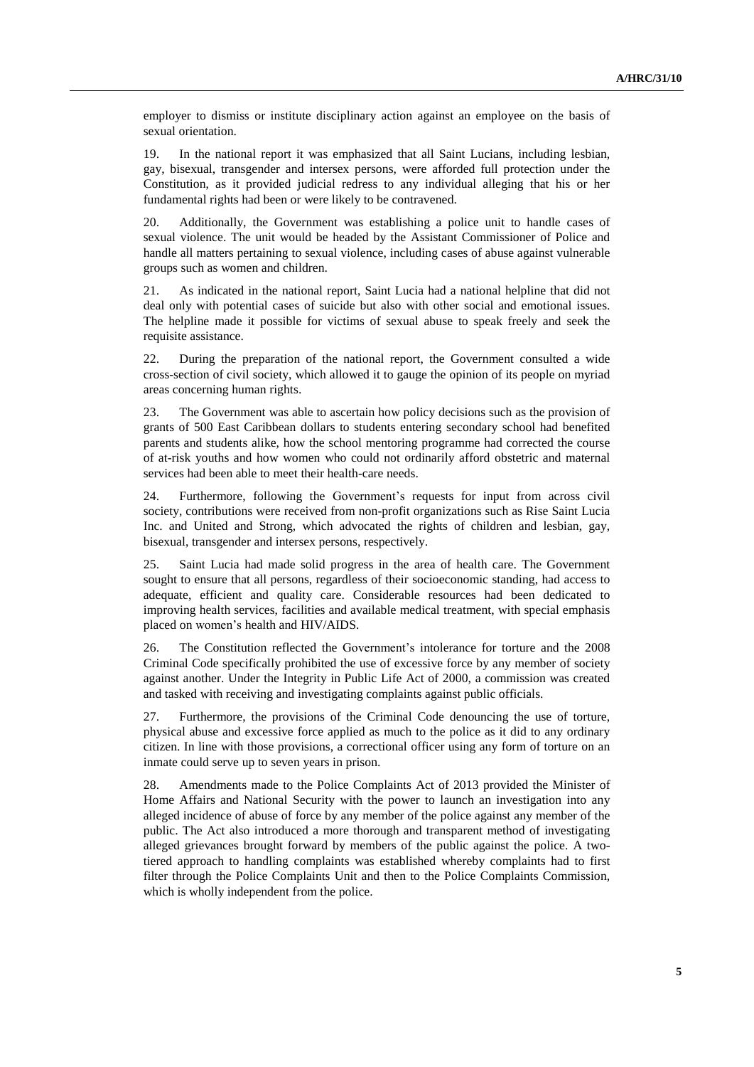employer to dismiss or institute disciplinary action against an employee on the basis of sexual orientation.

19. In the national report it was emphasized that all Saint Lucians, including lesbian, gay, bisexual, transgender and intersex persons, were afforded full protection under the Constitution, as it provided judicial redress to any individual alleging that his or her fundamental rights had been or were likely to be contravened.

20. Additionally, the Government was establishing a police unit to handle cases of sexual violence. The unit would be headed by the Assistant Commissioner of Police and handle all matters pertaining to sexual violence, including cases of abuse against vulnerable groups such as women and children.

21. As indicated in the national report, Saint Lucia had a national helpline that did not deal only with potential cases of suicide but also with other social and emotional issues. The helpline made it possible for victims of sexual abuse to speak freely and seek the requisite assistance.

22. During the preparation of the national report, the Government consulted a wide cross-section of civil society, which allowed it to gauge the opinion of its people on myriad areas concerning human rights.

23. The Government was able to ascertain how policy decisions such as the provision of grants of 500 East Caribbean dollars to students entering secondary school had benefited parents and students alike, how the school mentoring programme had corrected the course of at-risk youths and how women who could not ordinarily afford obstetric and maternal services had been able to meet their health-care needs.

24. Furthermore, following the Government's requests for input from across civil society, contributions were received from non-profit organizations such as Rise Saint Lucia Inc. and United and Strong, which advocated the rights of children and lesbian, gay, bisexual, transgender and intersex persons, respectively.

25. Saint Lucia had made solid progress in the area of health care. The Government sought to ensure that all persons, regardless of their socioeconomic standing, had access to adequate, efficient and quality care. Considerable resources had been dedicated to improving health services, facilities and available medical treatment, with special emphasis placed on women's health and HIV/AIDS.

26. The Constitution reflected the Government's intolerance for torture and the 2008 Criminal Code specifically prohibited the use of excessive force by any member of society against another. Under the Integrity in Public Life Act of 2000, a commission was created and tasked with receiving and investigating complaints against public officials.

27. Furthermore, the provisions of the Criminal Code denouncing the use of torture, physical abuse and excessive force applied as much to the police as it did to any ordinary citizen. In line with those provisions, a correctional officer using any form of torture on an inmate could serve up to seven years in prison.

28. Amendments made to the Police Complaints Act of 2013 provided the Minister of Home Affairs and National Security with the power to launch an investigation into any alleged incidence of abuse of force by any member of the police against any member of the public. The Act also introduced a more thorough and transparent method of investigating alleged grievances brought forward by members of the public against the police. A two-tiered approach to handling complaints was established whereby complaints had to first filter through the Police Complaints Unit and then to the Police Complaints Commission, which is wholly independent from the police.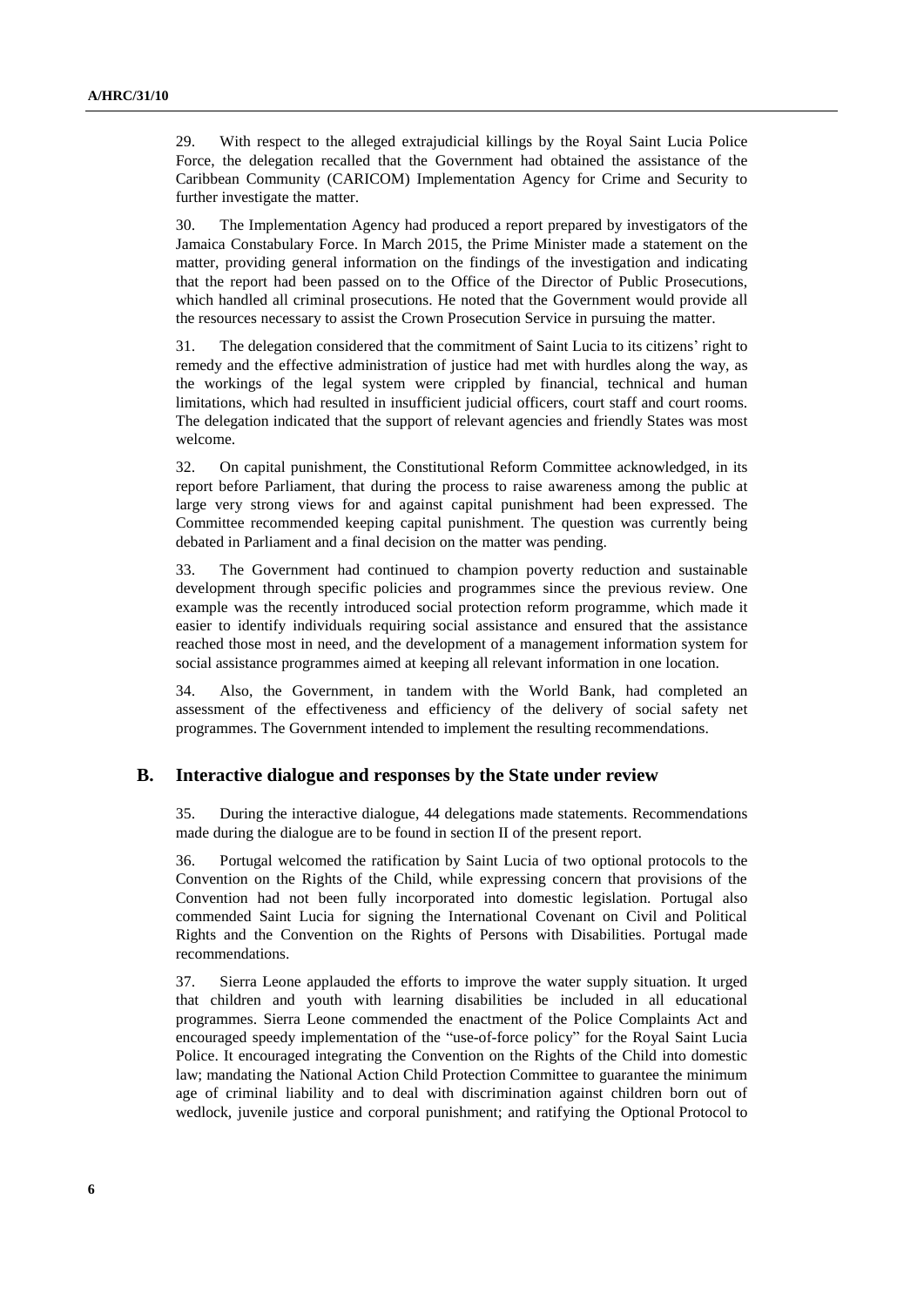29. With respect to the alleged extrajudicial killings by the Royal Saint Lucia Police Force, the delegation recalled that the Government had obtained the assistance of the Caribbean Community (CARICOM) Implementation Agency for Crime and Security to further investigate the matter.

30. The Implementation Agency had produced a report prepared by investigators of the Jamaica Constabulary Force. In March 2015, the Prime Minister made a statement on the matter, providing general information on the findings of the investigation and indicating that the report had been passed on to the Office of the Director of Public Prosecutions, which handled all criminal prosecutions. He noted that the Government would provide all the resources necessary to assist the Crown Prosecution Service in pursuing the matter.

31. The delegation considered that the commitment of Saint Lucia to its citizens' right to remedy and the effective administration of justice had met with hurdles along the way, as the workings of the legal system were crippled by financial, technical and human limitations, which had resulted in insufficient judicial officers, court staff and court rooms. The delegation indicated that the support of relevant agencies and friendly States was most welcome.

32. On capital punishment, the Constitutional Reform Committee acknowledged, in its report before Parliament, that during the process to raise awareness among the public at large very strong views for and against capital punishment had been expressed. The Committee recommended keeping capital punishment. The question was currently being debated in Parliament and a final decision on the matter was pending.

33. The Government had continued to champion poverty reduction and sustainable development through specific policies and programmes since the previous review. One example was the recently introduced social protection reform programme, which made it easier to identify individuals requiring social assistance and ensured that the assistance reached those most in need, and the development of a management information system for social assistance programmes aimed at keeping all relevant information in one location.

34. Also, the Government, in tandem with the World Bank, had completed an assessment of the effectiveness and efficiency of the delivery of social safety net programmes. The Government intended to implement the resulting recommendations.

## B. Interactive dialogue and responses by the State under review

35. During the interactive dialogue, 44 delegations made statements. Recommendations made during the dialogue are to be found in section II of the present report.

36. Portugal welcomed the ratification by Saint Lucia of two optional protocols to the Convention on the Rights of the Child, while expressing concern that provisions of the Convention had not been fully incorporated into domestic legislation. Portugal also commended Saint Lucia for signing the International Covenant on Civil and Political Rights and the Convention on the Rights of Persons with Disabilities. Portugal made recommendations.

37. Sierra Leone applauded the efforts to improve the water supply situation. It urged that children and youth with learning disabilities be included in all educational programmes. Sierra Leone commended the enactment of the Police Complaints Act and encouraged speedy implementation of the "use-of-force policy" for the Royal Saint Lucia Police. It encouraged integrating the Convention on the Rights of the Child into domestic law; mandating the National Action Child Protection Committee to guarantee the minimum age of criminal liability and to deal with discrimination against children born out of wedlock, juvenile justice and corporal punishment; and ratifying the Optional Protocol to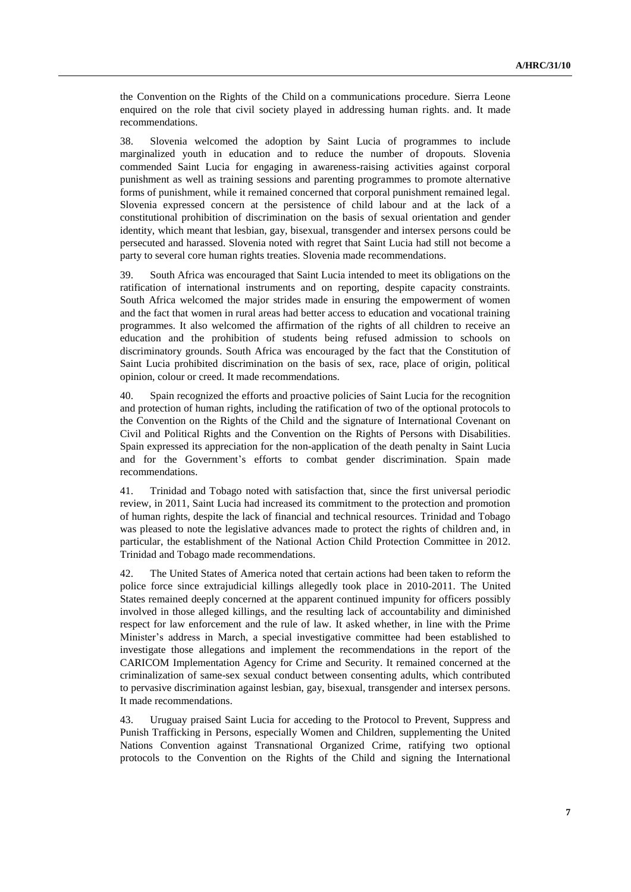the Convention on the Rights of the Child on a communications procedure. Sierra Leone enquired on the role that civil society played in addressing human rights. and. It made recommendations.

38. Slovenia welcomed the adoption by Saint Lucia of programmes to include marginalized youth in education and to reduce the number of dropouts. Slovenia commended Saint Lucia for engaging in awareness-raising activities against corporal punishment as well as training sessions and parenting programmes to promote alternative forms of punishment, while it remained concerned that corporal punishment remained legal. Slovenia expressed concern at the persistence of child labour and at the lack of a constitutional prohibition of discrimination on the basis of sexual orientation and gender identity, which meant that lesbian, gay, bisexual, transgender and intersex persons could be persecuted and harassed. Slovenia noted with regret that Saint Lucia had still not become a party to several core human rights treaties. Slovenia made recommendations.

39. South Africa was encouraged that Saint Lucia intended to meet its obligations on the ratification of international instruments and on reporting, despite capacity constraints. South Africa welcomed the major strides made in ensuring the empowerment of women and the fact that women in rural areas had better access to education and vocational training programmes. It also welcomed the affirmation of the rights of all children to receive an education and the prohibition of students being refused admission to schools on discriminatory grounds. South Africa was encouraged by the fact that the Constitution of Saint Lucia prohibited discrimination on the basis of sex, race, place of origin, political opinion, colour or creed. It made recommendations.

40. Spain recognized the efforts and proactive policies of Saint Lucia for the recognition and protection of human rights, including the ratification of two of the optional protocols to the Convention on the Rights of the Child and the signature of International Covenant on Civil and Political Rights and the Convention on the Rights of Persons with Disabilities. Spain expressed its appreciation for the non-application of the death penalty in Saint Lucia and for the Government's efforts to combat gender discrimination. Spain made recommendations.

41. Trinidad and Tobago noted with satisfaction that, since the first universal periodic review, in 2011, Saint Lucia had increased its commitment to the protection and promotion of human rights, despite the lack of financial and technical resources. Trinidad and Tobago was pleased to note the legislative advances made to protect the rights of children and, in particular, the establishment of the National Action Child Protection Committee in 2012. Trinidad and Tobago made recommendations.

42. The United States of America noted that certain actions had been taken to reform the police force since extrajudicial killings allegedly took place in 2010-2011. The United States remained deeply concerned at the apparent continued impunity for officers possibly involved in those alleged killings, and the resulting lack of accountability and diminished respect for law enforcement and the rule of law. It asked whether, in line with the Prime Minister's address in March, a special investigative committee had been established to investigate those allegations and implement the recommendations in the report of the CARICOM Implementation Agency for Crime and Security. It remained concerned at the criminalization of same-sex sexual conduct between consenting adults, which contributed to pervasive discrimination against lesbian, gay, bisexual, transgender and intersex persons. It made recommendations.

43. Uruguay praised Saint Lucia for acceding to the Protocol to Prevent, Suppress and Punish Trafficking in Persons, especially Women and Children, supplementing the United Nations Convention against Transnational Organized Crime, ratifying two optional protocols to the Convention on the Rights of the Child and signing the International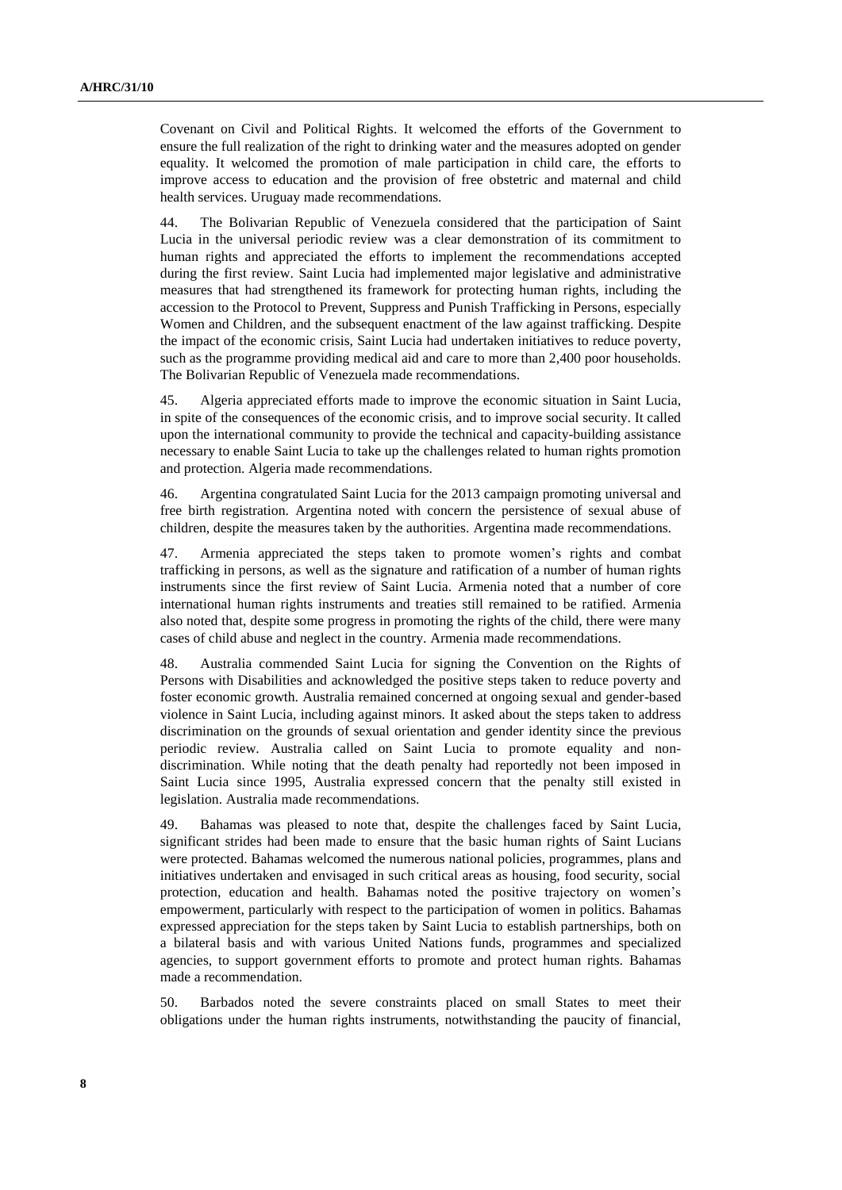Covenant on Civil and Political Rights. It welcomed the efforts of the Government to ensure the full realization of the right to drinking water and the measures adopted on gender equality. It welcomed the promotion of male participation in child care, the efforts to improve access to education and the provision of free obstetric and maternal and child health services. Uruguay made recommendations.

44. The Bolivarian Republic of Venezuela considered that the participation of Saint Lucia in the universal periodic review was a clear demonstration of its commitment to human rights and appreciated the efforts to implement the recommendations accepted during the first review. Saint Lucia had implemented major legislative and administrative measures that had strengthened its framework for protecting human rights, including the accession to the Protocol to Prevent, Suppress and Punish Trafficking in Persons, especially Women and Children, and the subsequent enactment of the law against trafficking. Despite the impact of the economic crisis, Saint Lucia had undertaken initiatives to reduce poverty, such as the programme providing medical aid and care to more than 2,400 poor households. The Bolivarian Republic of Venezuela made recommendations.

45. Algeria appreciated efforts made to improve the economic situation in Saint Lucia, in spite of the consequences of the economic crisis, and to improve social security. It called upon the international community to provide the technical and capacity-building assistance necessary to enable Saint Lucia to take up the challenges related to human rights promotion and protection. Algeria made recommendations.

46. Argentina congratulated Saint Lucia for the 2013 campaign promoting universal and free birth registration. Argentina noted with concern the persistence of sexual abuse of children, despite the measures taken by the authorities. Argentina made recommendations.

47. Armenia appreciated the steps taken to promote women's rights and combat trafficking in persons, as well as the signature and ratification of a number of human rights instruments since the first review of Saint Lucia. Armenia noted that a number of core international human rights instruments and treaties still remained to be ratified. Armenia also noted that, despite some progress in promoting the rights of the child, there were many cases of child abuse and neglect in the country. Armenia made recommendations.

48. Australia commended Saint Lucia for signing the Convention on the Rights of Persons with Disabilities and acknowledged the positive steps taken to reduce poverty and foster economic growth. Australia remained concerned at ongoing sexual and gender-based violence in Saint Lucia, including against minors. It asked about the steps taken to address discrimination on the grounds of sexual orientation and gender identity since the previous periodic review. Australia called on Saint Lucia to promote equality and non-discrimination. While noting that the death penalty had reportedly not been imposed in Saint Lucia since 1995, Australia expressed concern that the penalty still existed in legislation. Australia made recommendations.

49. Bahamas was pleased to note that, despite the challenges faced by Saint Lucia, significant strides had been made to ensure that the basic human rights of Saint Lucians were protected. Bahamas welcomed the numerous national policies, programmes, plans and initiatives undertaken and envisaged in such critical areas as housing, food security, social protection, education and health. Bahamas noted the positive trajectory on women's empowerment, particularly with respect to the participation of women in politics. Bahamas expressed appreciation for the steps taken by Saint Lucia to establish partnerships, both on a bilateral basis and with various United Nations funds, programmes and specialized agencies, to support government efforts to promote and protect human rights. Bahamas made a recommendation.

50. Barbados noted the severe constraints placed on small States to meet their obligations under the human rights instruments, notwithstanding the paucity of financial,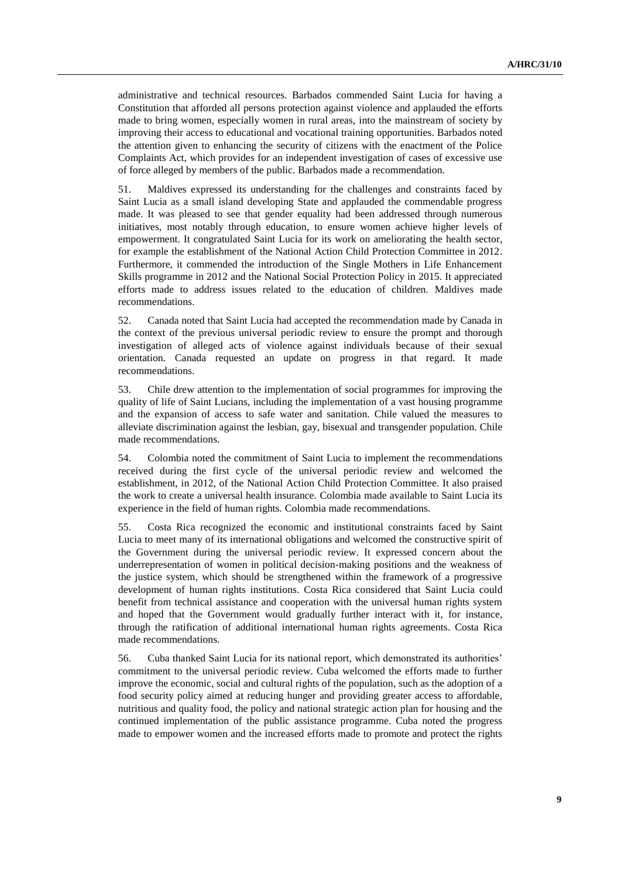administrative and technical resources. Barbados commended Saint Lucia for having a Constitution that afforded all persons protection against violence and applauded the efforts made to bring women, especially women in rural areas, into the mainstream of society by improving their access to educational and vocational training opportunities. Barbados noted the attention given to enhancing the security of citizens with the enactment of the Police Complaints Act, which provides for an independent investigation of cases of excessive use of force alleged by members of the public. Barbados made a recommendation.

51. Maldives expressed its understanding for the challenges and constraints faced by Saint Lucia as a small island developing State and applauded the commendable progress made. It was pleased to see that gender equality had been addressed through numerous initiatives, most notably through education, to ensure women achieve higher levels of empowerment. It congratulated Saint Lucia for its work on ameliorating the health sector, for example the establishment of the National Action Child Protection Committee in 2012. Furthermore, it commended the introduction of the Single Mothers in Life Enhancement Skills programme in 2012 and the National Social Protection Policy in 2015. It appreciated efforts made to address issues related to the education of children. Maldives made recommendations.

52. Canada noted that Saint Lucia had accepted the recommendation made by Canada in the context of the previous universal periodic review to ensure the prompt and thorough investigation of alleged acts of violence against individuals because of their sexual orientation. Canada requested an update on progress in that regard. It made recommendations.

53. Chile drew attention to the implementation of social programmes for improving the quality of life of Saint Lucians, including the implementation of a vast housing programme and the expansion of access to safe water and sanitation. Chile valued the measures to alleviate discrimination against the lesbian, gay, bisexual and transgender population. Chile made recommendations.

54. Colombia noted the commitment of Saint Lucia to implement the recommendations received during the first cycle of the universal periodic review and welcomed the establishment, in 2012, of the National Action Child Protection Committee. It also praised the work to create a universal health insurance. Colombia made available to Saint Lucia its experience in the field of human rights. Colombia made recommendations.

55. Costa Rica recognized the economic and institutional constraints faced by Saint Lucia to meet many of its international obligations and welcomed the constructive spirit of the Government during the universal periodic review. It expressed concern about the underrepresentation of women in political decision-making positions and the weakness of the justice system, which should be strengthened within the framework of a progressive development of human rights institutions. Costa Rica considered that Saint Lucia could benefit from technical assistance and cooperation with the universal human rights system and hoped that the Government would gradually further interact with it, for instance, through the ratification of additional international human rights agreements. Costa Rica made recommendations.

56. Cuba thanked Saint Lucia for its national report, which demonstrated its authorities' commitment to the universal periodic review. Cuba welcomed the efforts made to further improve the economic, social and cultural rights of the population, such as the adoption of a food security policy aimed at reducing hunger and providing greater access to affordable, nutritious and quality food, the policy and national strategic action plan for housing and the continued implementation of the public assistance programme. Cuba noted the progress made to empower women and the increased efforts made to promote and protect the rights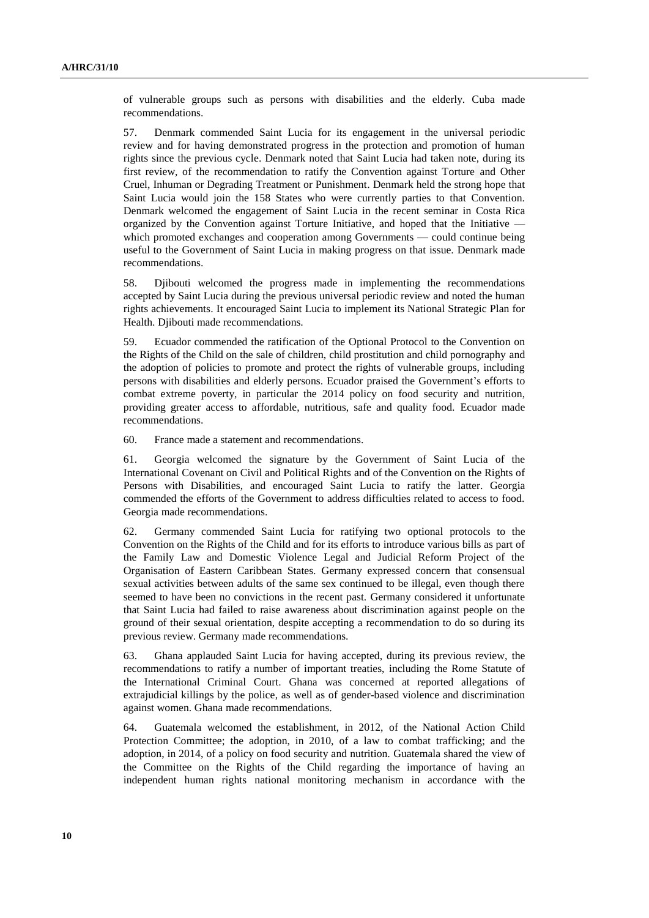of vulnerable groups such as persons with disabilities and the elderly. Cuba made recommendations.

57. Denmark commended Saint Lucia for its engagement in the universal periodic review and for having demonstrated progress in the protection and promotion of human rights since the previous cycle. Denmark noted that Saint Lucia had taken note, during its first review, of the recommendation to ratify the Convention against Torture and Other Cruel, Inhuman or Degrading Treatment or Punishment. Denmark held the strong hope that Saint Lucia would join the 158 States who were currently parties to that Convention. Denmark welcomed the engagement of Saint Lucia in the recent seminar in Costa Rica organized by the Convention against Torture Initiative, and hoped that the Initiative — which promoted exchanges and cooperation among Governments — could continue being useful to the Government of Saint Lucia in making progress on that issue. Denmark made recommendations.

58. Djibouti welcomed the progress made in implementing the recommendations accepted by Saint Lucia during the previous universal periodic review and noted the human rights achievements. It encouraged Saint Lucia to implement its National Strategic Plan for Health. Djibouti made recommendations.

59. Ecuador commended the ratification of the Optional Protocol to the Convention on the Rights of the Child on the sale of children, child prostitution and child pornography and the adoption of policies to promote and protect the rights of vulnerable groups, including persons with disabilities and elderly persons. Ecuador praised the Government's efforts to combat extreme poverty, in particular the 2014 policy on food security and nutrition, providing greater access to affordable, nutritious, safe and quality food. Ecuador made recommendations.

60. France made a statement and recommendations.

61. Georgia welcomed the signature by the Government of Saint Lucia of the International Covenant on Civil and Political Rights and of the Convention on the Rights of Persons with Disabilities, and encouraged Saint Lucia to ratify the latter. Georgia commended the efforts of the Government to address difficulties related to access to food. Georgia made recommendations.

62. Germany commended Saint Lucia for ratifying two optional protocols to the Convention on the Rights of the Child and for its efforts to introduce various bills as part of the Family Law and Domestic Violence Legal and Judicial Reform Project of the Organisation of Eastern Caribbean States. Germany expressed concern that consensual sexual activities between adults of the same sex continued to be illegal, even though there seemed to have been no convictions in the recent past. Germany considered it unfortunate that Saint Lucia had failed to raise awareness about discrimination against people on the ground of their sexual orientation, despite accepting a recommendation to do so during its previous review. Germany made recommendations.

63. Ghana applauded Saint Lucia for having accepted, during its previous review, the recommendations to ratify a number of important treaties, including the Rome Statute of the International Criminal Court. Ghana was concerned at reported allegations of extrajudicial killings by the police, as well as of gender-based violence and discrimination against women. Ghana made recommendations.

64. Guatemala welcomed the establishment, in 2012, of the National Action Child Protection Committee; the adoption, in 2010, of a law to combat trafficking; and the adoption, in 2014, of a policy on food security and nutrition. Guatemala shared the view of the Committee on the Rights of the Child regarding the importance of having an independent human rights national monitoring mechanism in accordance with the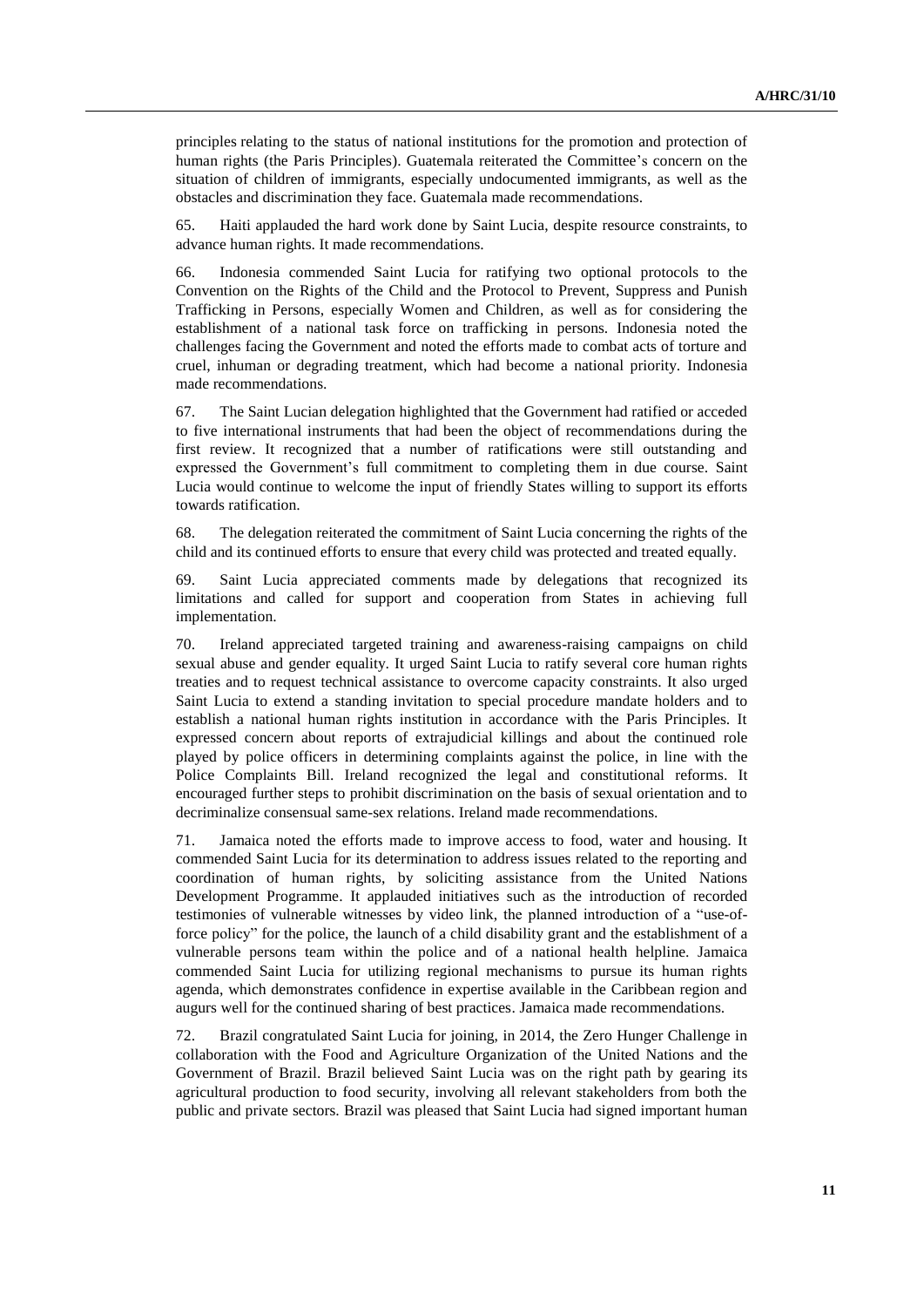principles relating to the status of national institutions for the promotion and protection of human rights (the Paris Principles). Guatemala reiterated the Committee's concern on the situation of children of immigrants, especially undocumented immigrants, as well as the obstacles and discrimination they face. Guatemala made recommendations.

65. Haiti applauded the hard work done by Saint Lucia, despite resource constraints, to advance human rights. It made recommendations.

66. Indonesia commended Saint Lucia for ratifying two optional protocols to the Convention on the Rights of the Child and the Protocol to Prevent, Suppress and Punish Trafficking in Persons, especially Women and Children, as well as for considering the establishment of a national task force on trafficking in persons. Indonesia noted the challenges facing the Government and noted the efforts made to combat acts of torture and cruel, inhuman or degrading treatment, which had become a national priority. Indonesia made recommendations.

67. The Saint Lucian delegation highlighted that the Government had ratified or acceded to five international instruments that had been the object of recommendations during the first review. It recognized that a number of ratifications were still outstanding and expressed the Government's full commitment to completing them in due course. Saint Lucia would continue to welcome the input of friendly States willing to support its efforts towards ratification.

68. The delegation reiterated the commitment of Saint Lucia concerning the rights of the child and its continued efforts to ensure that every child was protected and treated equally.

69. Saint Lucia appreciated comments made by delegations that recognized its limitations and called for support and cooperation from States in achieving full implementation.

70. Ireland appreciated targeted training and awareness-raising campaigns on child sexual abuse and gender equality. It urged Saint Lucia to ratify several core human rights treaties and to request technical assistance to overcome capacity constraints. It also urged Saint Lucia to extend a standing invitation to special procedure mandate holders and to establish a national human rights institution in accordance with the Paris Principles. It expressed concern about reports of extrajudicial killings and about the continued role played by police officers in determining complaints against the police, in line with the Police Complaints Bill. Ireland recognized the legal and constitutional reforms. It encouraged further steps to prohibit discrimination on the basis of sexual orientation and to decriminalize consensual same-sex relations. Ireland made recommendations.

71. Jamaica noted the efforts made to improve access to food, water and housing. It commended Saint Lucia for its determination to address issues related to the reporting and coordination of human rights, by soliciting assistance from the United Nations Development Programme. It applauded initiatives such as the introduction of recorded testimonies of vulnerable witnesses by video link, the planned introduction of a "use-of-force policy" for the police, the launch of a child disability grant and the establishment of a vulnerable persons team within the police and of a national health helpline. Jamaica commended Saint Lucia for utilizing regional mechanisms to pursue its human rights agenda, which demonstrates confidence in expertise available in the Caribbean region and augurs well for the continued sharing of best practices. Jamaica made recommendations.

72. Brazil congratulated Saint Lucia for joining, in 2014, the Zero Hunger Challenge in collaboration with the Food and Agriculture Organization of the United Nations and the Government of Brazil. Brazil believed Saint Lucia was on the right path by gearing its agricultural production to food security, involving all relevant stakeholders from both the public and private sectors. Brazil was pleased that Saint Lucia had signed important human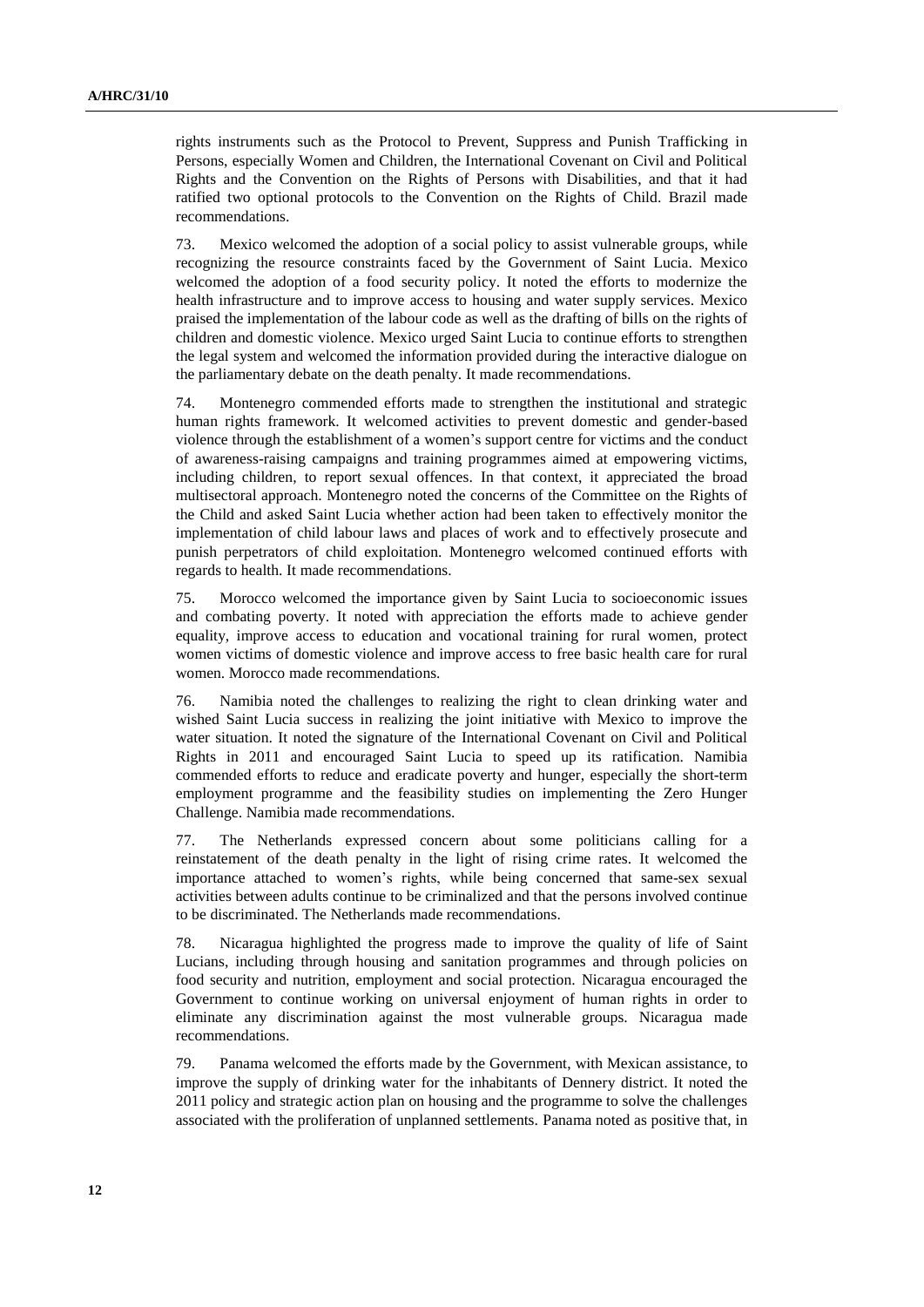rights instruments such as the Protocol to Prevent, Suppress and Punish Trafficking in Persons, especially Women and Children, the International Covenant on Civil and Political Rights and the Convention on the Rights of Persons with Disabilities, and that it had ratified two optional protocols to the Convention on the Rights of Child. Brazil made recommendations.

73. Mexico welcomed the adoption of a social policy to assist vulnerable groups, while recognizing the resource constraints faced by the Government of Saint Lucia. Mexico welcomed the adoption of a food security policy. It noted the efforts to modernize the health infrastructure and to improve access to housing and water supply services. Mexico praised the implementation of the labour code as well as the drafting of bills on the rights of children and domestic violence. Mexico urged Saint Lucia to continue efforts to strengthen the legal system and welcomed the information provided during the interactive dialogue on the parliamentary debate on the death penalty. It made recommendations.

74. Montenegro commended efforts made to strengthen the institutional and strategic human rights framework. It welcomed activities to prevent domestic and gender-based violence through the establishment of a women's support centre for victims and the conduct of awareness-raising campaigns and training programmes aimed at empowering victims, including children, to report sexual offences. In that context, it appreciated the broad multisectoral approach. Montenegro noted the concerns of the Committee on the Rights of the Child and asked Saint Lucia whether action had been taken to effectively monitor the implementation of child labour laws and places of work and to effectively prosecute and punish perpetrators of child exploitation. Montenegro welcomed continued efforts with regards to health. It made recommendations.

75. Morocco welcomed the importance given by Saint Lucia to socioeconomic issues and combating poverty. It noted with appreciation the efforts made to achieve gender equality, improve access to education and vocational training for rural women, protect women victims of domestic violence and improve access to free basic health care for rural women. Morocco made recommendations.

76. Namibia noted the challenges to realizing the right to clean drinking water and wished Saint Lucia success in realizing the joint initiative with Mexico to improve the water situation. It noted the signature of the International Covenant on Civil and Political Rights in 2011 and encouraged Saint Lucia to speed up its ratification. Namibia commended efforts to reduce and eradicate poverty and hunger, especially the short-term employment programme and the feasibility studies on implementing the Zero Hunger Challenge. Namibia made recommendations.

77. The Netherlands expressed concern about some politicians calling for a reinstatement of the death penalty in the light of rising crime rates. It welcomed the importance attached to women's rights, while being concerned that same-sex sexual activities between adults continue to be criminalized and that the persons involved continue to be discriminated. The Netherlands made recommendations.

78. Nicaragua highlighted the progress made to improve the quality of life of Saint Lucians, including through housing and sanitation programmes and through policies on food security and nutrition, employment and social protection. Nicaragua encouraged the Government to continue working on universal enjoyment of human rights in order to eliminate any discrimination against the most vulnerable groups. Nicaragua made recommendations.

79. Panama welcomed the efforts made by the Government, with Mexican assistance, to improve the supply of drinking water for the inhabitants of Dennery district. It noted the 2011 policy and strategic action plan on housing and the programme to solve the challenges associated with the proliferation of unplanned settlements. Panama noted as positive that, in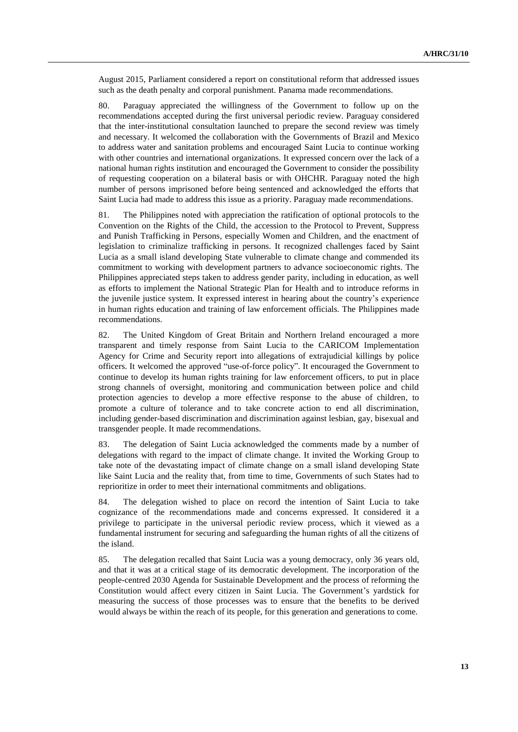August 2015, Parliament considered a report on constitutional reform that addressed issues such as the death penalty and corporal punishment. Panama made recommendations.

80. Paraguay appreciated the willingness of the Government to follow up on the recommendations accepted during the first universal periodic review. Paraguay considered that the inter-institutional consultation launched to prepare the second review was timely and necessary. It welcomed the collaboration with the Governments of Brazil and Mexico to address water and sanitation problems and encouraged Saint Lucia to continue working with other countries and international organizations. It expressed concern over the lack of a national human rights institution and encouraged the Government to consider the possibility of requesting cooperation on a bilateral basis or with OHCHR. Paraguay noted the high number of persons imprisoned before being sentenced and acknowledged the efforts that Saint Lucia had made to address this issue as a priority. Paraguay made recommendations.

81. The Philippines noted with appreciation the ratification of optional protocols to the Convention on the Rights of the Child, the accession to the Protocol to Prevent, Suppress and Punish Trafficking in Persons, especially Women and Children, and the enactment of legislation to criminalize trafficking in persons. It recognized challenges faced by Saint Lucia as a small island developing State vulnerable to climate change and commended its commitment to working with development partners to advance socioeconomic rights. The Philippines appreciated steps taken to address gender parity, including in education, as well as efforts to implement the National Strategic Plan for Health and to introduce reforms in the juvenile justice system. It expressed interest in hearing about the country's experience in human rights education and training of law enforcement officials. The Philippines made recommendations.

82. The United Kingdom of Great Britain and Northern Ireland encouraged a more transparent and timely response from Saint Lucia to the CARICOM Implementation Agency for Crime and Security report into allegations of extrajudicial killings by police officers. It welcomed the approved "use-of-force policy". It encouraged the Government to continue to develop its human rights training for law enforcement officers, to put in place strong channels of oversight, monitoring and communication between police and child protection agencies to develop a more effective response to the abuse of children, to promote a culture of tolerance and to take concrete action to end all discrimination, including gender-based discrimination and discrimination against lesbian, gay, bisexual and transgender people. It made recommendations.

83. The delegation of Saint Lucia acknowledged the comments made by a number of delegations with regard to the impact of climate change. It invited the Working Group to take note of the devastating impact of climate change on a small island developing State like Saint Lucia and the reality that, from time to time, Governments of such States had to reprioritize in order to meet their international commitments and obligations.

84. The delegation wished to place on record the intention of Saint Lucia to take cognizance of the recommendations made and concerns expressed. It considered it a privilege to participate in the universal periodic review process, which it viewed as a fundamental instrument for securing and safeguarding the human rights of all the citizens of the island.

85. The delegation recalled that Saint Lucia was a young democracy, only 36 years old, and that it was at a critical stage of its democratic development. The incorporation of the people-centred 2030 Agenda for Sustainable Development and the process of reforming the Constitution would affect every citizen in Saint Lucia. The Government's yardstick for measuring the success of those processes was to ensure that the benefits to be derived would always be within the reach of its people, for this generation and generations to come.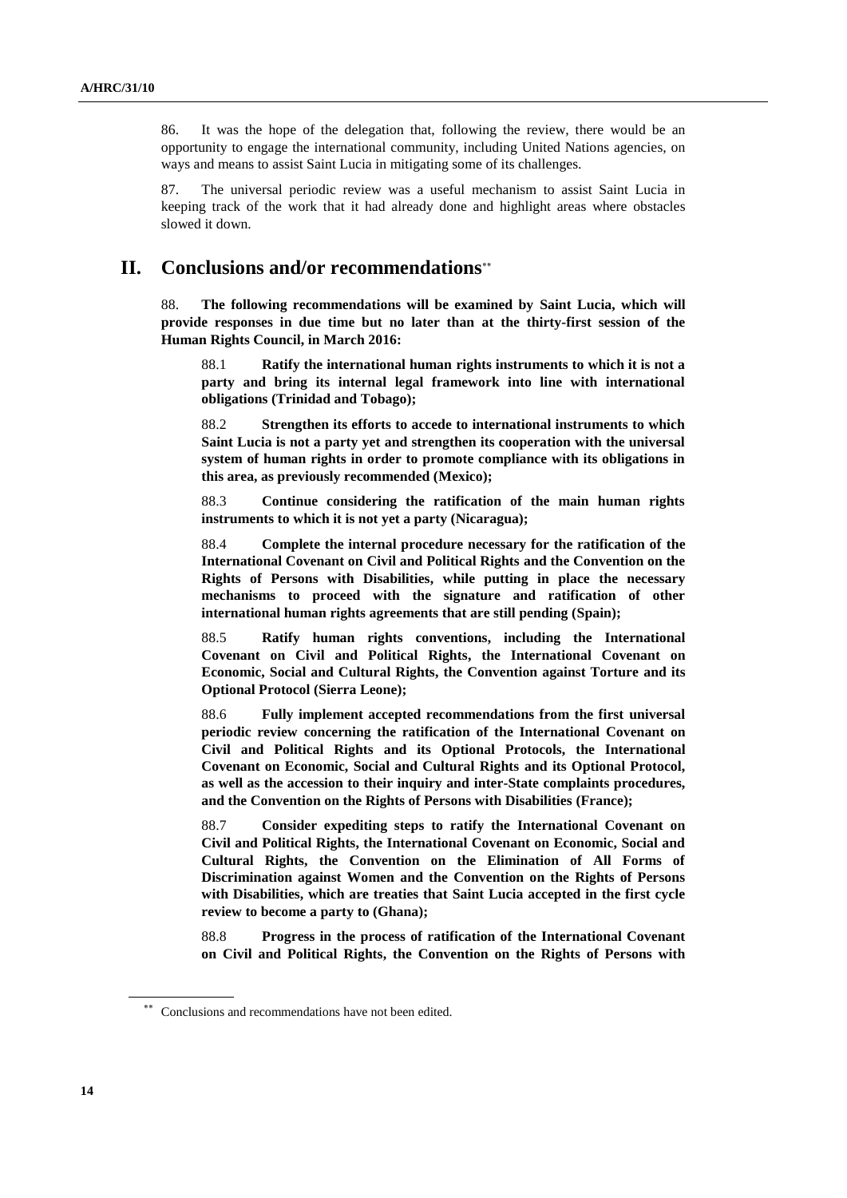86. It was the hope of the delegation that, following the review, there would be an opportunity to engage the international community, including United Nations agencies, on ways and means to assist Saint Lucia in mitigating some of its challenges.

87. The universal periodic review was a useful mechanism to assist Saint Lucia in keeping track of the work that it had already done and highlight areas where obstacles slowed it down.

## II. Conclusions and/or recommendations**

88. **The following recommendations will be examined by Saint Lucia, which will provide responses in due time but no later than at the thirty-first session of the Human Rights Council, in March 2016:**

88.1 **Ratify the international human rights instruments to which it is not a party and bring its internal legal framework into line with international obligations (Trinidad and Tobago);**

88.2 **Strengthen its efforts to accede to international instruments to which Saint Lucia is not a party yet and strengthen its cooperation with the universal system of human rights in order to promote compliance with its obligations in this area, as previously recommended (Mexico);**

88.3 **Continue considering the ratification of the main human rights instruments to which it is not yet a party (Nicaragua);**

88.4 **Complete the internal procedure necessary for the ratification of the International Covenant on Civil and Political Rights and the Convention on the Rights of Persons with Disabilities, while putting in place the necessary mechanisms to proceed with the signature and ratification of other international human rights agreements that are still pending (Spain);**

88.5 **Ratify human rights conventions, including the International Covenant on Civil and Political Rights, the International Covenant on Economic, Social and Cultural Rights, the Convention against Torture and its Optional Protocol (Sierra Leone);**

88.6 **Fully implement accepted recommendations from the first universal periodic review concerning the ratification of the International Covenant on Civil and Political Rights and its Optional Protocols, the International Covenant on Economic, Social and Cultural Rights and its Optional Protocol, as well as the accession to their inquiry and inter-State complaints procedures, and the Convention on the Rights of Persons with Disabilities (France);**

88.7 **Consider expediting steps to ratify the International Covenant on Civil and Political Rights, the International Covenant on Economic, Social and Cultural Rights, the Convention on the Elimination of All Forms of Discrimination against Women and the Convention on the Rights of Persons with Disabilities, which are treaties that Saint Lucia accepted in the first cycle review to become a party to (Ghana);**

88.8 **Progress in the process of ratification of the International Covenant on Civil and Political Rights, the Convention on the Rights of Persons with**

** Conclusions and recommendations have not been edited.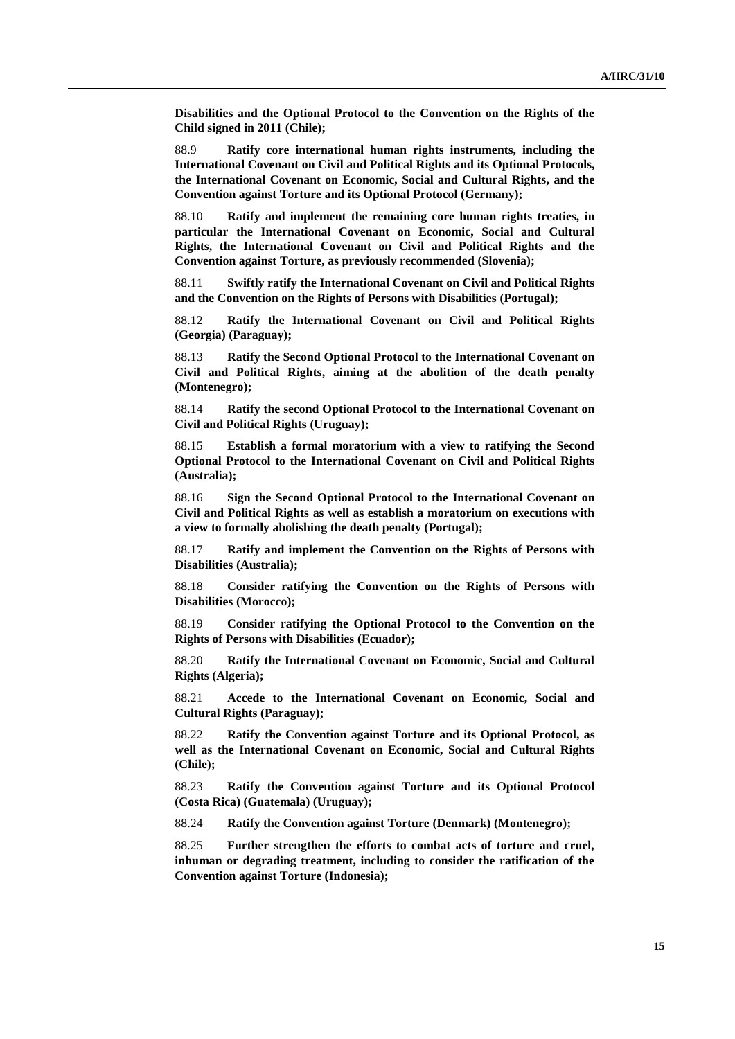**Disabilities and the Optional Protocol to the Convention on the Rights of the Child signed in 2011 (Chile);**

88.9 **Ratify core international human rights instruments, including the International Covenant on Civil and Political Rights and its Optional Protocols, the International Covenant on Economic, Social and Cultural Rights, and the Convention against Torture and its Optional Protocol (Germany);**

88.10 **Ratify and implement the remaining core human rights treaties, in particular the International Covenant on Economic, Social and Cultural Rights, the International Covenant on Civil and Political Rights and the Convention against Torture, as previously recommended (Slovenia);**

88.11 **Swiftly ratify the International Covenant on Civil and Political Rights and the Convention on the Rights of Persons with Disabilities (Portugal);**

88.12 **Ratify the International Covenant on Civil and Political Rights (Georgia) (Paraguay);**

88.13 **Ratify the Second Optional Protocol to the International Covenant on Civil and Political Rights, aiming at the abolition of the death penalty (Montenegro);**

88.14 **Ratify the second Optional Protocol to the International Covenant on Civil and Political Rights (Uruguay);**

88.15 **Establish a formal moratorium with a view to ratifying the Second Optional Protocol to the International Covenant on Civil and Political Rights (Australia);**

88.16 **Sign the Second Optional Protocol to the International Covenant on Civil and Political Rights as well as establish a moratorium on executions with a view to formally abolishing the death penalty (Portugal);**

88.17 **Ratify and implement the Convention on the Rights of Persons with Disabilities (Australia);**

88.18 **Consider ratifying the Convention on the Rights of Persons with Disabilities (Morocco);**

88.19 **Consider ratifying the Optional Protocol to the Convention on the Rights of Persons with Disabilities (Ecuador);**

88.20 **Ratify the International Covenant on Economic, Social and Cultural Rights (Algeria);**

88.21 **Accede to the International Covenant on Economic, Social and Cultural Rights (Paraguay);**

88.22 **Ratify the Convention against Torture and its Optional Protocol, as well as the International Covenant on Economic, Social and Cultural Rights (Chile);**

88.23 **Ratify the Convention against Torture and its Optional Protocol (Costa Rica) (Guatemala) (Uruguay);**

88.24 **Ratify the Convention against Torture (Denmark) (Montenegro);**

88.25 **Further strengthen the efforts to combat acts of torture and cruel, inhuman or degrading treatment, including to consider the ratification of the Convention against Torture (Indonesia);**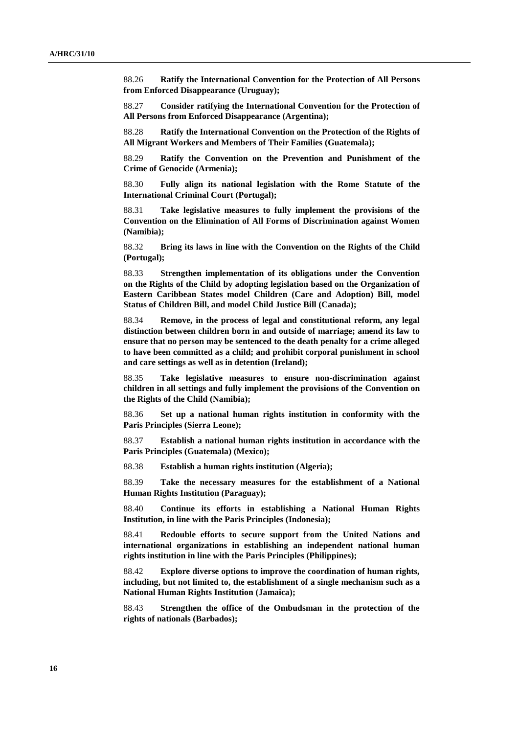88.26 **Ratify the International Convention for the Protection of All Persons from Enforced Disappearance (Uruguay);**

88.27 **Consider ratifying the International Convention for the Protection of All Persons from Enforced Disappearance (Argentina);**

88.28 **Ratify the International Convention on the Protection of the Rights of All Migrant Workers and Members of Their Families (Guatemala);**

88.29 **Ratify the Convention on the Prevention and Punishment of the Crime of Genocide (Armenia);**

88.30 **Fully align its national legislation with the Rome Statute of the International Criminal Court (Portugal);**

88.31 **Take legislative measures to fully implement the provisions of the Convention on the Elimination of All Forms of Discrimination against Women (Namibia);**

88.32 **Bring its laws in line with the Convention on the Rights of the Child (Portugal);**

88.33 **Strengthen implementation of its obligations under the Convention on the Rights of the Child by adopting legislation based on the Organization of Eastern Caribbean States model Children (Care and Adoption) Bill, model Status of Children Bill, and model Child Justice Bill (Canada);**

88.34 **Remove, in the process of legal and constitutional reform, any legal distinction between children born in and outside of marriage; amend its law to ensure that no person may be sentenced to the death penalty for a crime alleged to have been committed as a child; and prohibit corporal punishment in school and care settings as well as in detention (Ireland);**

88.35 **Take legislative measures to ensure non-discrimination against children in all settings and fully implement the provisions of the Convention on the Rights of the Child (Namibia);**

88.36 **Set up a national human rights institution in conformity with the Paris Principles (Sierra Leone);**

88.37 **Establish a national human rights institution in accordance with the Paris Principles (Guatemala) (Mexico);**

88.38 **Establish a human rights institution (Algeria);**

88.39 **Take the necessary measures for the establishment of a National Human Rights Institution (Paraguay);**

88.40 **Continue its efforts in establishing a National Human Rights Institution, in line with the Paris Principles (Indonesia);**

88.41 **Redouble efforts to secure support from the United Nations and international organizations in establishing an independent national human rights institution in line with the Paris Principles (Philippines);**

88.42 **Explore diverse options to improve the coordination of human rights, including, but not limited to, the establishment of a single mechanism such as a National Human Rights Institution (Jamaica);**

88.43 **Strengthen the office of the Ombudsman in the protection of the rights of nationals (Barbados);**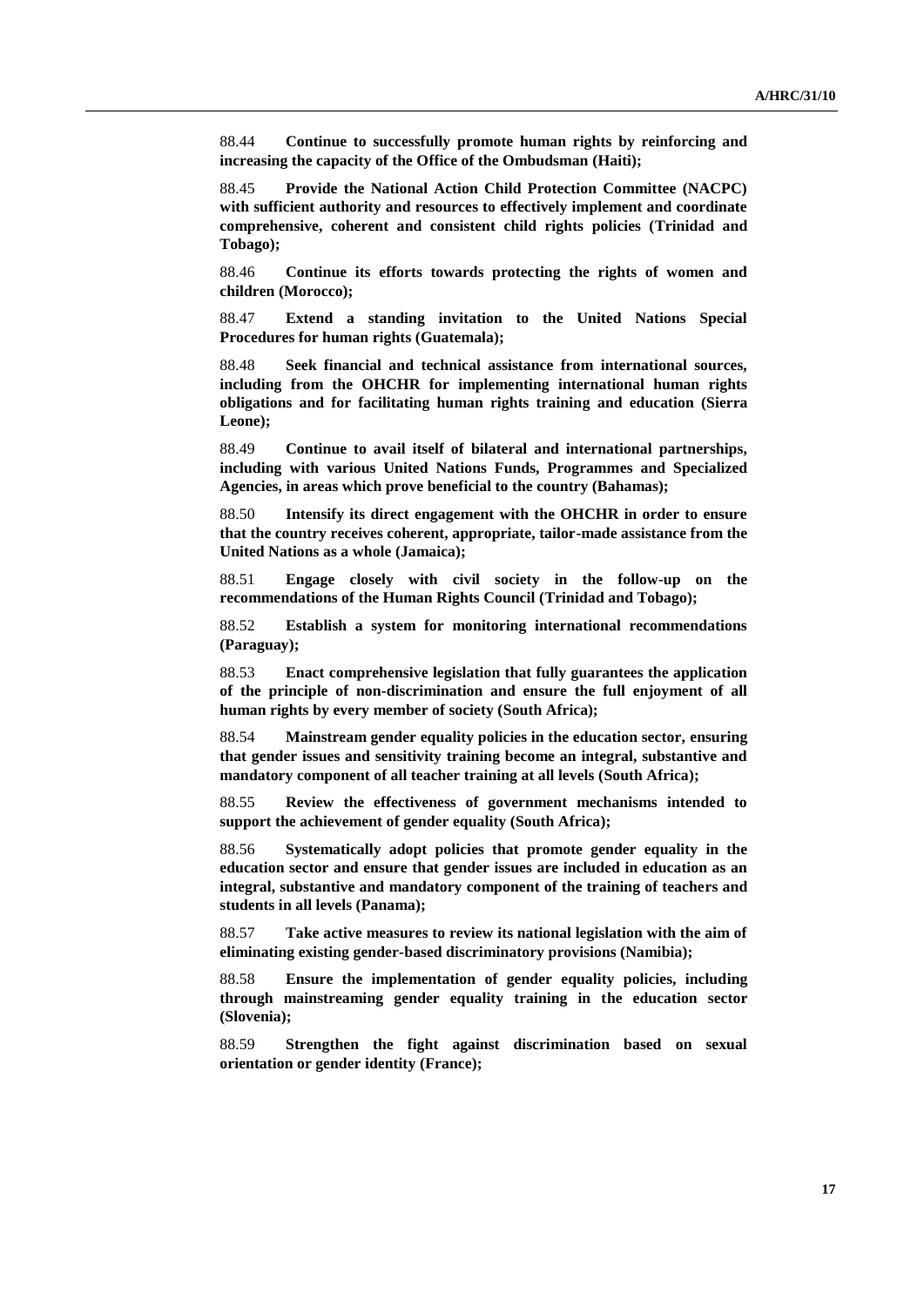88.44 **Continue to successfully promote human rights by reinforcing and increasing the capacity of the Office of the Ombudsman (Haiti);**

88.45 **Provide the National Action Child Protection Committee (NACPC) with sufficient authority and resources to effectively implement and coordinate comprehensive, coherent and consistent child rights policies (Trinidad and Tobago);**

88.46 **Continue its efforts towards protecting the rights of women and children (Morocco);**

88.47 **Extend a standing invitation to the United Nations Special Procedures for human rights (Guatemala);**

88.48 **Seek financial and technical assistance from international sources, including from the OHCHR for implementing international human rights obligations and for facilitating human rights training and education (Sierra Leone);**

88.49 **Continue to avail itself of bilateral and international partnerships, including with various United Nations Funds, Programmes and Specialized Agencies, in areas which prove beneficial to the country (Bahamas);**

88.50 **Intensify its direct engagement with the OHCHR in order to ensure that the country receives coherent, appropriate, tailor-made assistance from the United Nations as a whole (Jamaica);**

88.51 **Engage closely with civil society in the follow-up on the recommendations of the Human Rights Council (Trinidad and Tobago);**

88.52 **Establish a system for monitoring international recommendations (Paraguay);**

88.53 **Enact comprehensive legislation that fully guarantees the application of the principle of non-discrimination and ensure the full enjoyment of all human rights by every member of society (South Africa);**

88.54 **Mainstream gender equality policies in the education sector, ensuring that gender issues and sensitivity training become an integral, substantive and mandatory component of all teacher training at all levels (South Africa);**

88.55 **Review the effectiveness of government mechanisms intended to support the achievement of gender equality (South Africa);**

88.56 **Systematically adopt policies that promote gender equality in the education sector and ensure that gender issues are included in education as an integral, substantive and mandatory component of the training of teachers and students in all levels (Panama);**

88.57 **Take active measures to review its national legislation with the aim of eliminating existing gender-based discriminatory provisions (Namibia);**

88.58 **Ensure the implementation of gender equality policies, including through mainstreaming gender equality training in the education sector (Slovenia);**

88.59 **Strengthen the fight against discrimination based on sexual orientation or gender identity (France);**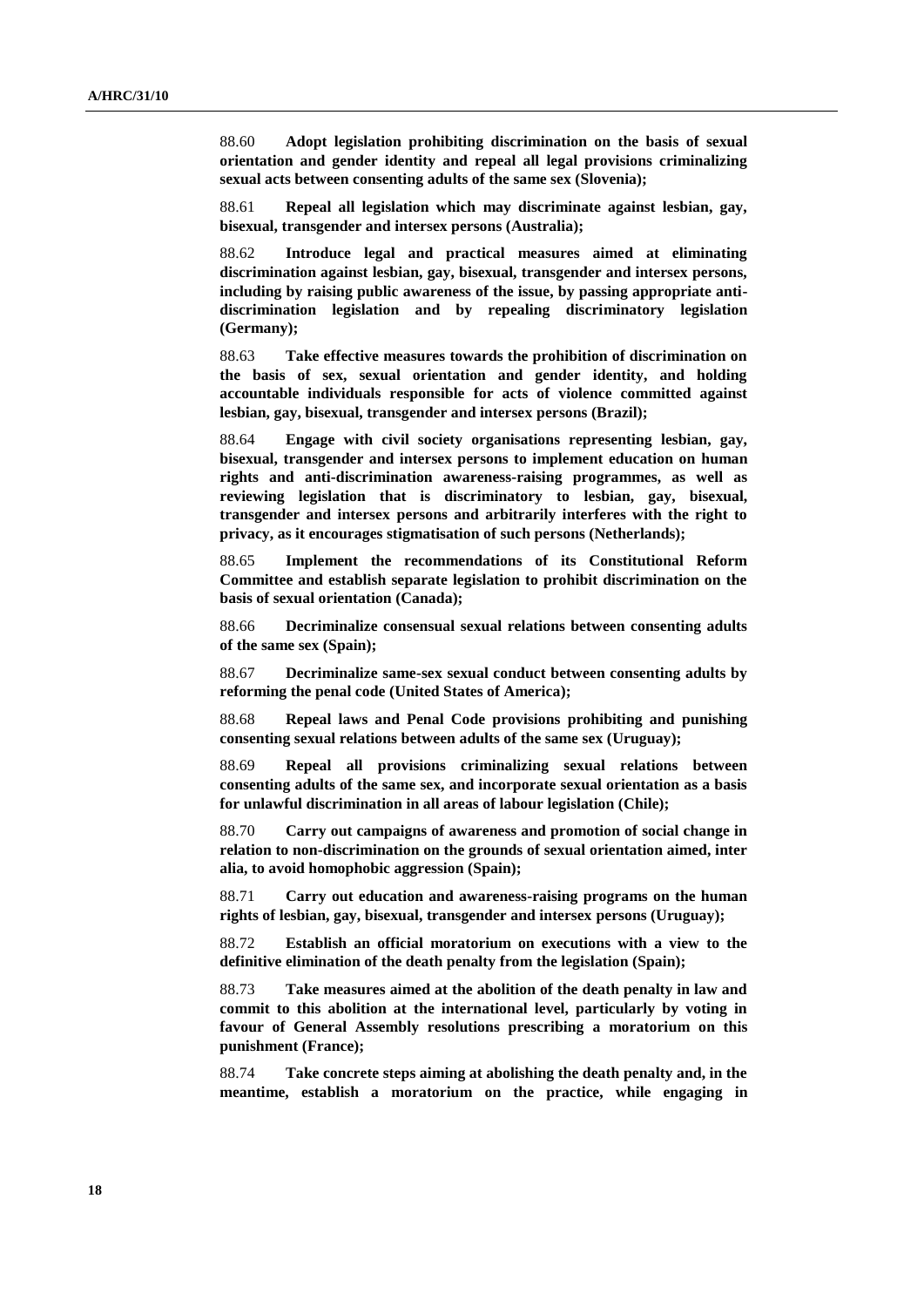88.60 **Adopt legislation prohibiting discrimination on the basis of sexual orientation and gender identity and repeal all legal provisions criminalizing sexual acts between consenting adults of the same sex (Slovenia);**

88.61 **Repeal all legislation which may discriminate against lesbian, gay, bisexual, transgender and intersex persons (Australia);**

88.62 **Introduce legal and practical measures aimed at eliminating discrimination against lesbian, gay, bisexual, transgender and intersex persons, including by raising public awareness of the issue, by passing appropriate anti-discrimination legislation and by repealing discriminatory legislation (Germany);**

88.63 **Take effective measures towards the prohibition of discrimination on the basis of sex, sexual orientation and gender identity, and holding accountable individuals responsible for acts of violence committed against lesbian, gay, bisexual, transgender and intersex persons (Brazil);**

88.64 **Engage with civil society organisations representing lesbian, gay, bisexual, transgender and intersex persons to implement education on human rights and anti-discrimination awareness-raising programmes, as well as reviewing legislation that is discriminatory to lesbian, gay, bisexual, transgender and intersex persons and arbitrarily interferes with the right to privacy, as it encourages stigmatisation of such persons (Netherlands);**

88.65 **Implement the recommendations of its Constitutional Reform Committee and establish separate legislation to prohibit discrimination on the basis of sexual orientation (Canada);**

88.66 **Decriminalize consensual sexual relations between consenting adults of the same sex (Spain);**

88.67 **Decriminalize same-sex sexual conduct between consenting adults by reforming the penal code (United States of America);**

88.68 **Repeal laws and Penal Code provisions prohibiting and punishing consenting sexual relations between adults of the same sex (Uruguay);**

88.69 **Repeal all provisions criminalizing sexual relations between consenting adults of the same sex, and incorporate sexual orientation as a basis for unlawful discrimination in all areas of labour legislation (Chile);**

88.70 **Carry out campaigns of awareness and promotion of social change in relation to non-discrimination on the grounds of sexual orientation aimed, inter alia, to avoid homophobic aggression (Spain);**

88.71 **Carry out education and awareness-raising programs on the human rights of lesbian, gay, bisexual, transgender and intersex persons (Uruguay);**

88.72 **Establish an official moratorium on executions with a view to the definitive elimination of the death penalty from the legislation (Spain);**

88.73 **Take measures aimed at the abolition of the death penalty in law and commit to this abolition at the international level, particularly by voting in favour of General Assembly resolutions prescribing a moratorium on this punishment (France);**

88.74 **Take concrete steps aiming at abolishing the death penalty and, in the meantime, establish a moratorium on the practice, while engaging in**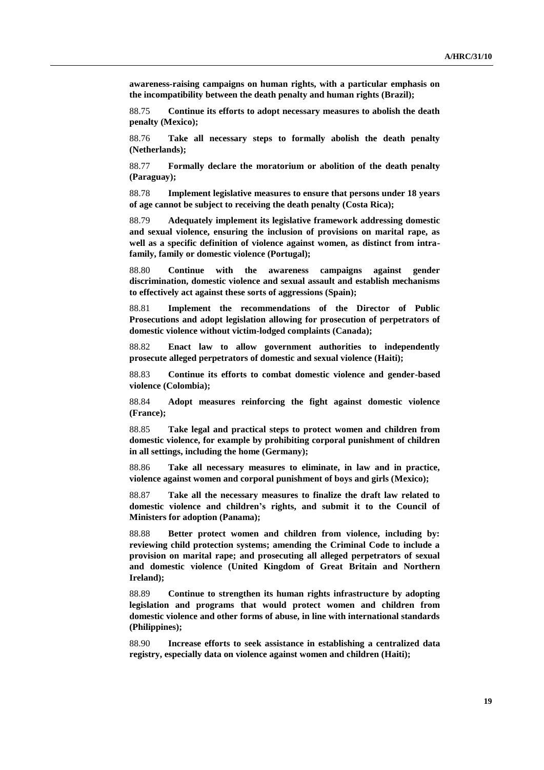**awareness-raising campaigns on human rights, with a particular emphasis on the incompatibility between the death penalty and human rights (Brazil);**

88.75 **Continue its efforts to adopt necessary measures to abolish the death penalty (Mexico);**

88.76 **Take all necessary steps to formally abolish the death penalty (Netherlands);**

88.77 **Formally declare the moratorium or abolition of the death penalty (Paraguay);**

88.78 **Implement legislative measures to ensure that persons under 18 years of age cannot be subject to receiving the death penalty (Costa Rica);**

88.79 **Adequately implement its legislative framework addressing domestic and sexual violence, ensuring the inclusion of provisions on marital rape, as well as a specific definition of violence against women, as distinct from intra-family, family or domestic violence (Portugal);**

88.80 **Continue with the awareness campaigns against gender discrimination, domestic violence and sexual assault and establish mechanisms to effectively act against these sorts of aggressions (Spain);**

88.81 **Implement the recommendations of the Director of Public Prosecutions and adopt legislation allowing for prosecution of perpetrators of domestic violence without victim-lodged complaints (Canada);**

88.82 **Enact law to allow government authorities to independently prosecute alleged perpetrators of domestic and sexual violence (Haiti);**

88.83 **Continue its efforts to combat domestic violence and gender-based violence (Colombia);**

88.84 **Adopt measures reinforcing the fight against domestic violence (France);**

88.85 **Take legal and practical steps to protect women and children from domestic violence, for example by prohibiting corporal punishment of children in all settings, including the home (Germany);**

88.86 **Take all necessary measures to eliminate, in law and in practice, violence against women and corporal punishment of boys and girls (Mexico);**

88.87 **Take all the necessary measures to finalize the draft law related to domestic violence and children's rights, and submit it to the Council of Ministers for adoption (Panama);**

88.88 **Better protect women and children from violence, including by: reviewing child protection systems; amending the Criminal Code to include a provision on marital rape; and prosecuting all alleged perpetrators of sexual and domestic violence (United Kingdom of Great Britain and Northern Ireland);**

88.89 **Continue to strengthen its human rights infrastructure by adopting legislation and programs that would protect women and children from domestic violence and other forms of abuse, in line with international standards (Philippines);**

88.90 **Increase efforts to seek assistance in establishing a centralized data registry, especially data on violence against women and children (Haiti);**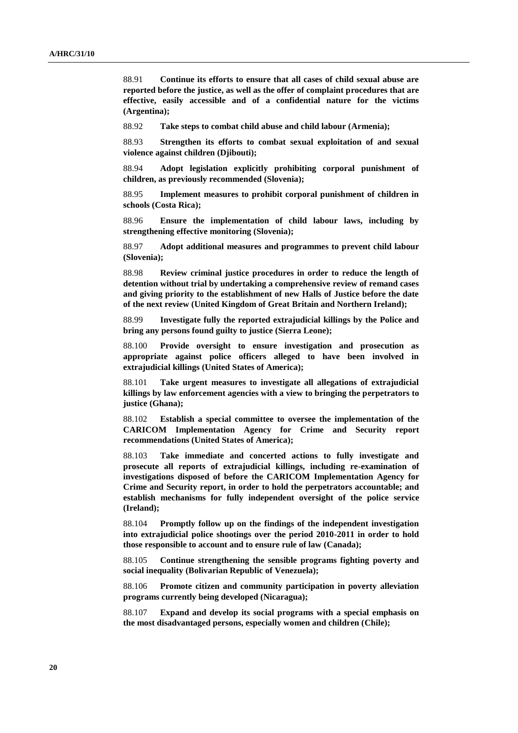88.91 **Continue its efforts to ensure that all cases of child sexual abuse are reported before the justice, as well as the offer of complaint procedures that are effective, easily accessible and of a confidential nature for the victims (Argentina);**

88.92 **Take steps to combat child abuse and child labour (Armenia);**

88.93 **Strengthen its efforts to combat sexual exploitation of and sexual violence against children (Djibouti);**

88.94 **Adopt legislation explicitly prohibiting corporal punishment of children, as previously recommended (Slovenia);**

88.95 **Implement measures to prohibit corporal punishment of children in schools (Costa Rica);**

88.96 **Ensure the implementation of child labour laws, including by strengthening effective monitoring (Slovenia);**

88.97 **Adopt additional measures and programmes to prevent child labour (Slovenia);**

88.98 **Review criminal justice procedures in order to reduce the length of detention without trial by undertaking a comprehensive review of remand cases and giving priority to the establishment of new Halls of Justice before the date of the next review (United Kingdom of Great Britain and Northern Ireland);**

88.99 **Investigate fully the reported extrajudicial killings by the Police and bring any persons found guilty to justice (Sierra Leone);**

88.100 **Provide oversight to ensure investigation and prosecution as appropriate against police officers alleged to have been involved in extrajudicial killings (United States of America);**

88.101 **Take urgent measures to investigate all allegations of extrajudicial killings by law enforcement agencies with a view to bringing the perpetrators to justice (Ghana);**

88.102 **Establish a special committee to oversee the implementation of the CARICOM Implementation Agency for Crime and Security report recommendations (United States of America);**

88.103 **Take immediate and concerted actions to fully investigate and prosecute all reports of extrajudicial killings, including re-examination of investigations disposed of before the CARICOM Implementation Agency for Crime and Security report, in order to hold the perpetrators accountable; and establish mechanisms for fully independent oversight of the police service (Ireland);**

88.104 **Promptly follow up on the findings of the independent investigation into extrajudicial police shootings over the period 2010-2011 in order to hold those responsible to account and to ensure rule of law (Canada);**

88.105 **Continue strengthening the sensible programs fighting poverty and social inequality (Bolivarian Republic of Venezuela);**

88.106 **Promote citizen and community participation in poverty alleviation programs currently being developed (Nicaragua);**

88.107 **Expand and develop its social programs with a special emphasis on the most disadvantaged persons, especially women and children (Chile);**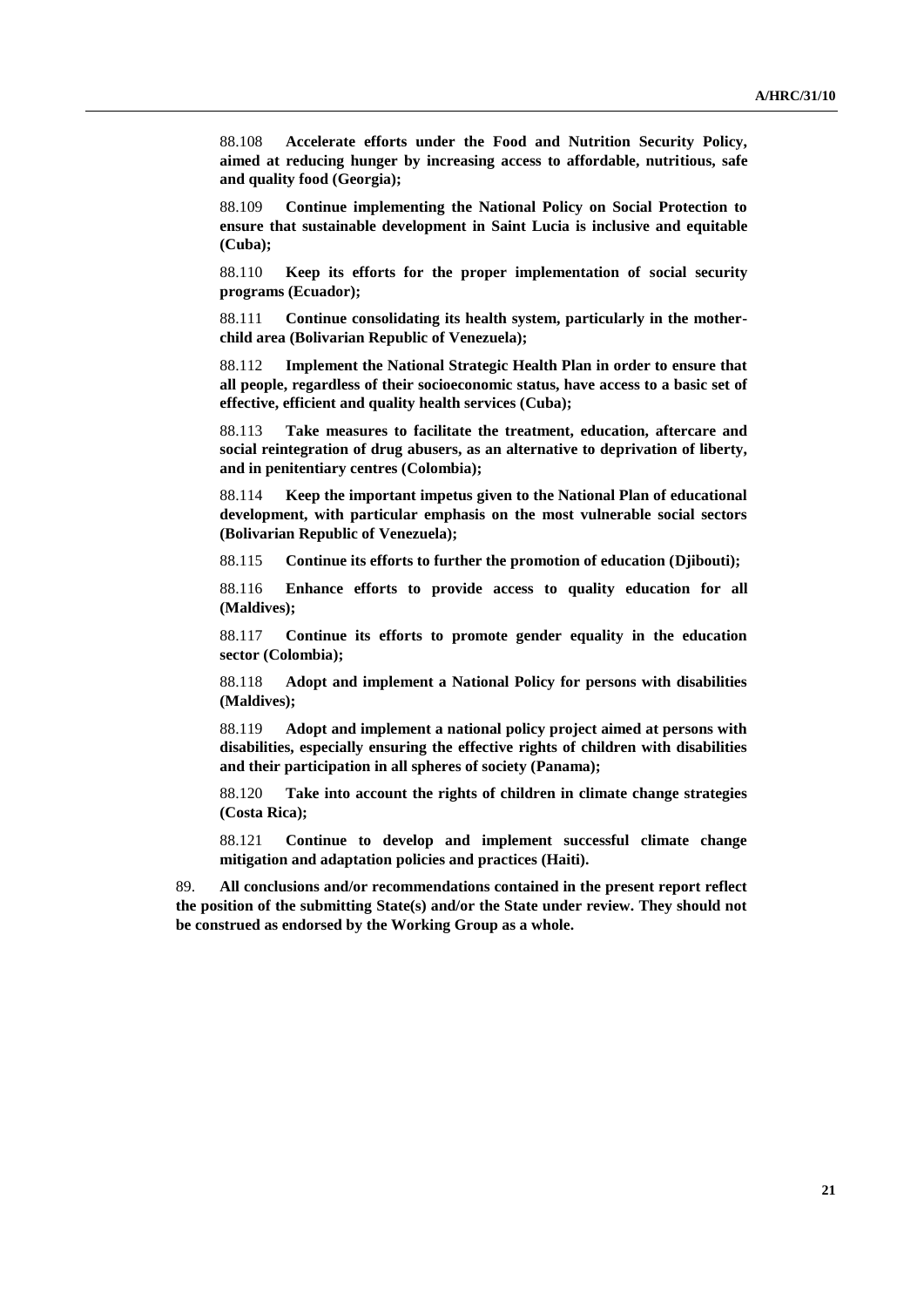88.108 **Accelerate efforts under the Food and Nutrition Security Policy, aimed at reducing hunger by increasing access to affordable, nutritious, safe and quality food (Georgia);**

88.109 **Continue implementing the National Policy on Social Protection to ensure that sustainable development in Saint Lucia is inclusive and equitable (Cuba);**

88.110 **Keep its efforts for the proper implementation of social security programs (Ecuador);**

88.111 **Continue consolidating its health system, particularly in the mother-child area (Bolivarian Republic of Venezuela);**

88.112 **Implement the National Strategic Health Plan in order to ensure that all people, regardless of their socioeconomic status, have access to a basic set of effective, efficient and quality health services (Cuba);**

88.113 **Take measures to facilitate the treatment, education, aftercare and social reintegration of drug abusers, as an alternative to deprivation of liberty, and in penitentiary centres (Colombia);**

88.114 **Keep the important impetus given to the National Plan of educational development, with particular emphasis on the most vulnerable social sectors (Bolivarian Republic of Venezuela);**

88.115 **Continue its efforts to further the promotion of education (Djibouti);**

88.116 **Enhance efforts to provide access to quality education for all (Maldives);**

88.117 **Continue its efforts to promote gender equality in the education sector (Colombia);**

88.118 **Adopt and implement a National Policy for persons with disabilities (Maldives);**

88.119 **Adopt and implement a national policy project aimed at persons with disabilities, especially ensuring the effective rights of children with disabilities and their participation in all spheres of society (Panama);**

88.120 **Take into account the rights of children in climate change strategies (Costa Rica);**

88.121 **Continue to develop and implement successful climate change mitigation and adaptation policies and practices (Haiti).**

89. **All conclusions and/or recommendations contained in the present report reflect the position of the submitting State(s) and/or the State under review. They should not be construed as endorsed by the Working Group as a whole.**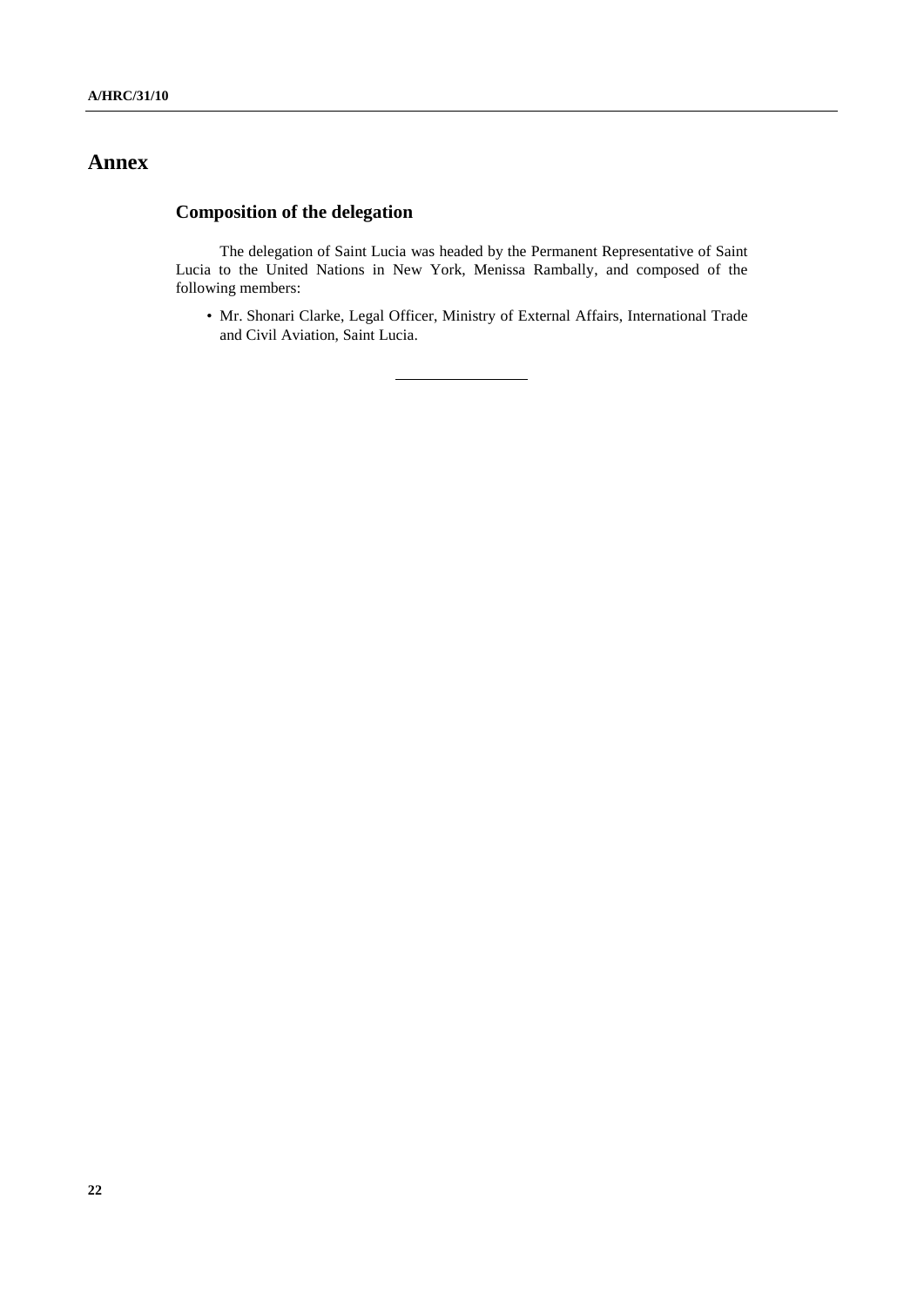# Annex

## Composition of the delegation

The delegation of Saint Lucia was headed by the Permanent Representative of Saint Lucia to the United Nations in New York, Menissa Rambally, and composed of the following members:

- Mr. Shonari Clarke, Legal Officer, Ministry of External Affairs, International Trade and Civil Aviation, Saint Lucia.